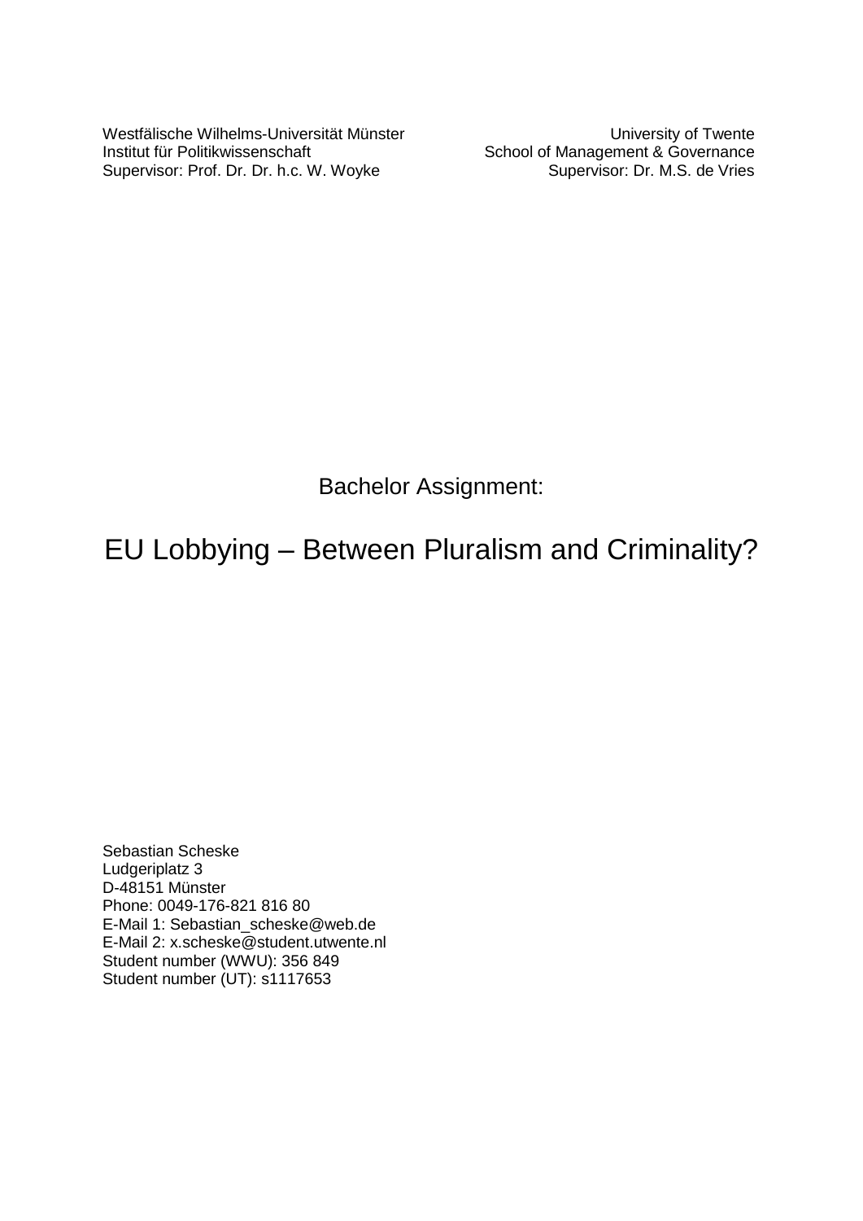Westfälische Wilhelms-Universität Münster
Institut für Politikwissenschaft
Supervisor: Prof. Dr. Dr. h.c. W. Woyke

University of Twente
School of Management & Governance
Supervisor: Dr. M.S. de Vries

Bachelor Assignment:

# EU Lobbying – Between Pluralism and Criminality?

Sebastian Scheske
Ludgeriplatz 3
D-48151 Münster
Phone: 0049-176-821 816 80
E-Mail 1: Sebastian_scheske@web.de
E-Mail 2: x.scheske@student.utwente.nl
Student number (WWU): 356 849
Student number (UT): s1117653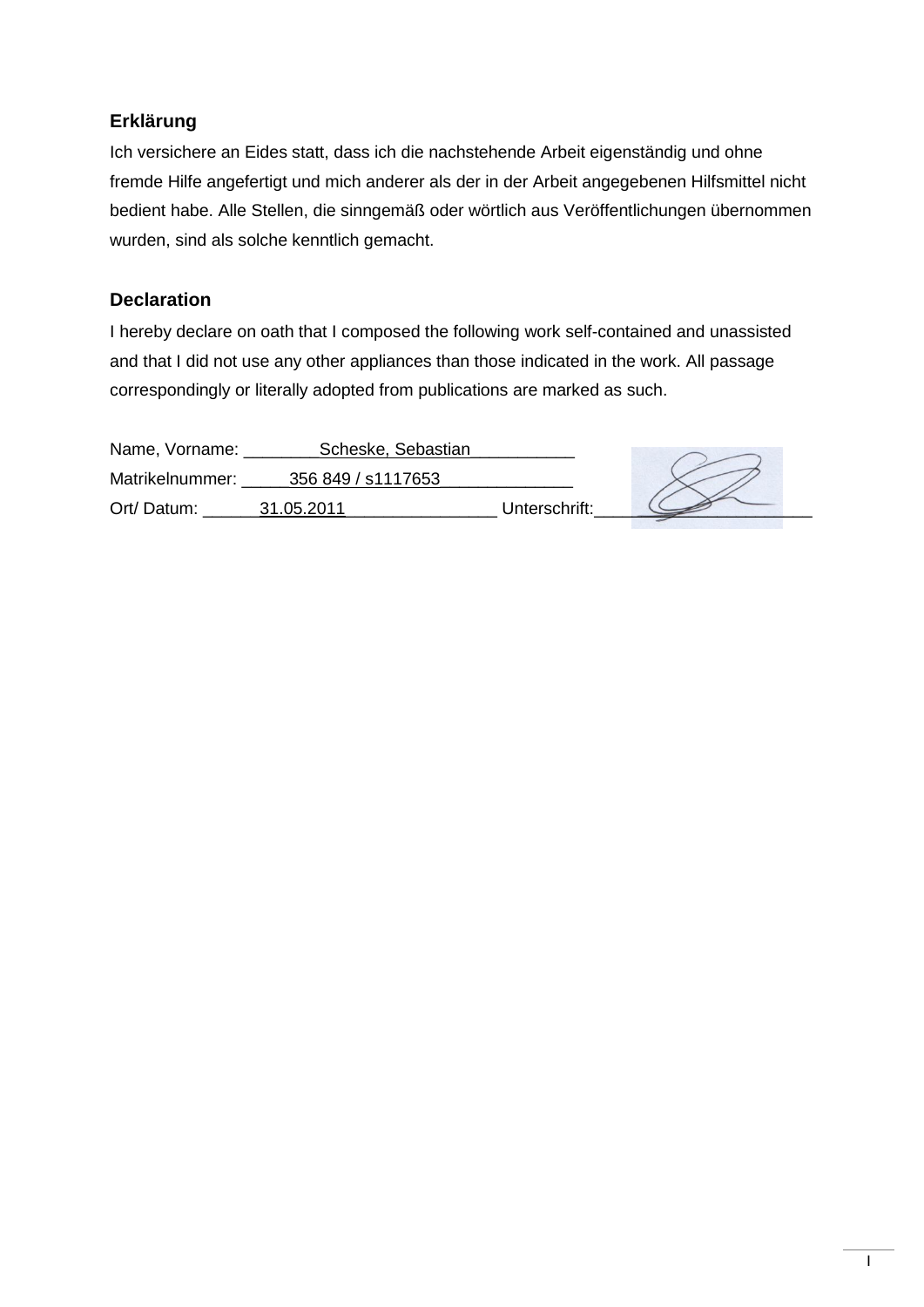## Erklärung

Ich versichere an Eides statt, dass ich die nachstehende Arbeit eigenständig und ohne fremde Hilfe angefertigt und mich anderer als der in der Arbeit angegebenen Hilfsmittel nicht bedient habe. Alle Stellen, die sinngemäß oder wörtlich aus Veröffentlichungen übernommen wurden, sind als solche kenntlich gemacht.

## Declaration

I hereby declare on oath that I composed the following work self-contained and unassisted and that I did not use any other appliances than those indicated in the work. All passage correspondingly or literally adopted from publications are marked as such.

Name, Vorname: Scheske, Sebastian

Matrikelnummer: 356 849 / s1117653

Ort/ Datum: 31.05.2011 Unterschrift: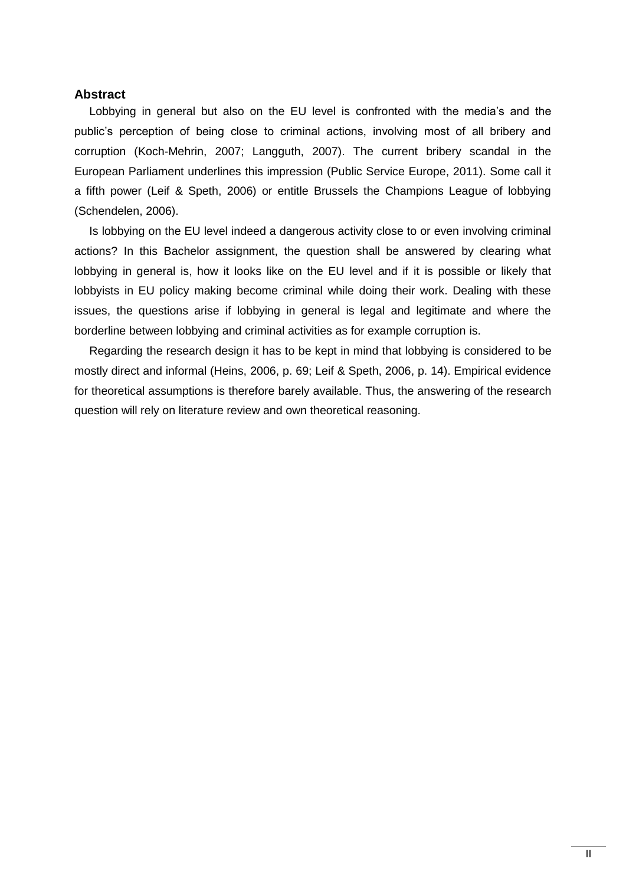## Abstract

Lobbying in general but also on the EU level is confronted with the media's and the public's perception of being close to criminal actions, involving most of all bribery and corruption (Koch-Mehrin, 2007; Langguth, 2007). The current bribery scandal in the European Parliament underlines this impression (Public Service Europe, 2011). Some call it a fifth power (Leif & Speth, 2006) or entitle Brussels the Champions League of lobbying (Schendelen, 2006).

Is lobbying on the EU level indeed a dangerous activity close to or even involving criminal actions? In this Bachelor assignment, the question shall be answered by clearing what lobbying in general is, how it looks like on the EU level and if it is possible or likely that lobbyists in EU policy making become criminal while doing their work. Dealing with these issues, the questions arise if lobbying in general is legal and legitimate and where the borderline between lobbying and criminal activities as for example corruption is.

Regarding the research design it has to be kept in mind that lobbying is considered to be mostly direct and informal (Heins, 2006, p. 69; Leif & Speth, 2006, p. 14). Empirical evidence for theoretical assumptions is therefore barely available. Thus, the answering of the research question will rely on literature review and own theoretical reasoning.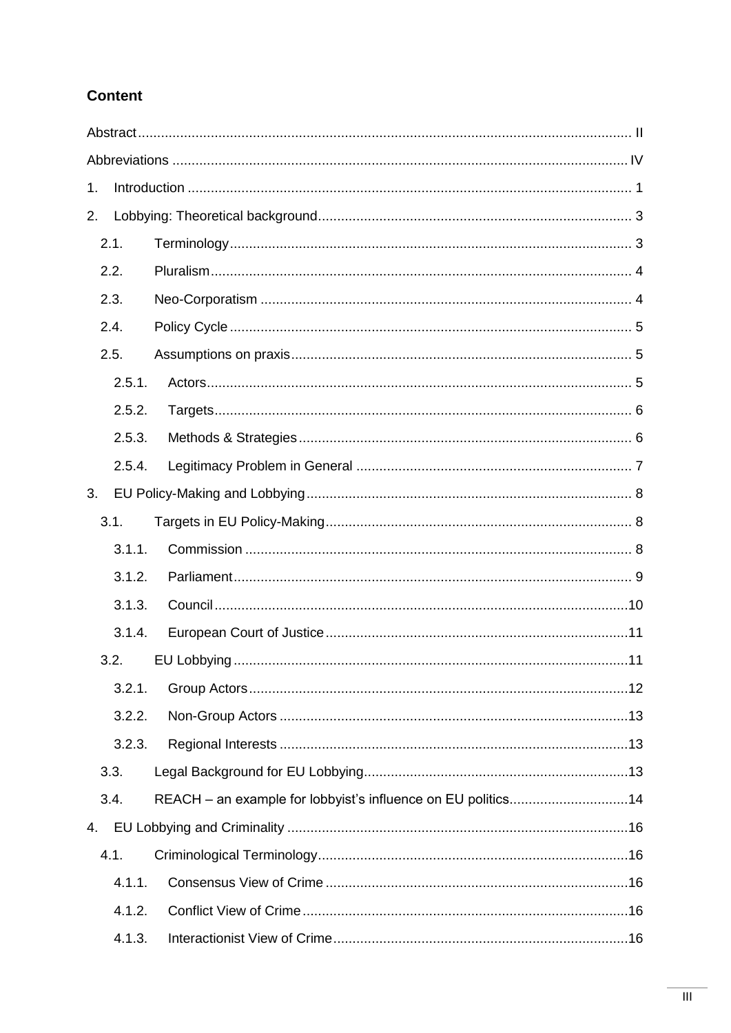# Content

Abstract ................................................................................................................................ II

Abbreviations ...................................................................................................................... IV

1. Introduction ..................................................................................................................... 1
2. Lobbying: Theoretical background .................................................................................. 3
   - 2.1. Terminology ............................................................................................................ 3
   - 2.2. Pluralism ................................................................................................................ 4
   - 2.3. Neo-Corporatism .................................................................................................... 4
   - 2.4. Policy Cycle ............................................................................................................ 5
   - 2.5. Assumptions on praxis ........................................................................................... 5
     - 2.5.1. Actors ............................................................................................................... 5
     - 2.5.2. Targets ............................................................................................................. 6
     - 2.5.3. Methods & Strategies ....................................................................................... 6
     - 2.5.4. Legitimacy Problem in General ........................................................................ 7
3. EU Policy-Making and Lobbying ..................................................................................... 8
   - 3.1. Targets in EU Policy-Making ................................................................................... 8
     - 3.1.1. Commission ..................................................................................................... 8
     - 3.1.2. Parliament ........................................................................................................ 9
     - 3.1.3. Council ............................................................................................................ 10
     - 3.1.4. European Court of Justice ............................................................................... 11
   - 3.2. EU Lobbying ......................................................................................................... 11
     - 3.2.1. Group Actors ................................................................................................... 12
     - 3.2.2. Non-Group Actors ........................................................................................... 13
     - 3.2.3. Regional Interests ........................................................................................... 13
   - 3.3. Legal Background for EU Lobbying ...................................................................... 13
   - 3.4. REACH – an example for lobbyist's influence on EU politics ................................ 14
4. EU Lobbying and Criminality ......................................................................................... 16
   - 4.1. Criminological Terminology ................................................................................... 16
     - 4.1.1. Consensus View of Crime ............................................................................... 16
     - 4.1.2. Conflict View of Crime ..................................................................................... 16
     - 4.1.3. Interactionist View of Crime ............................................................................. 16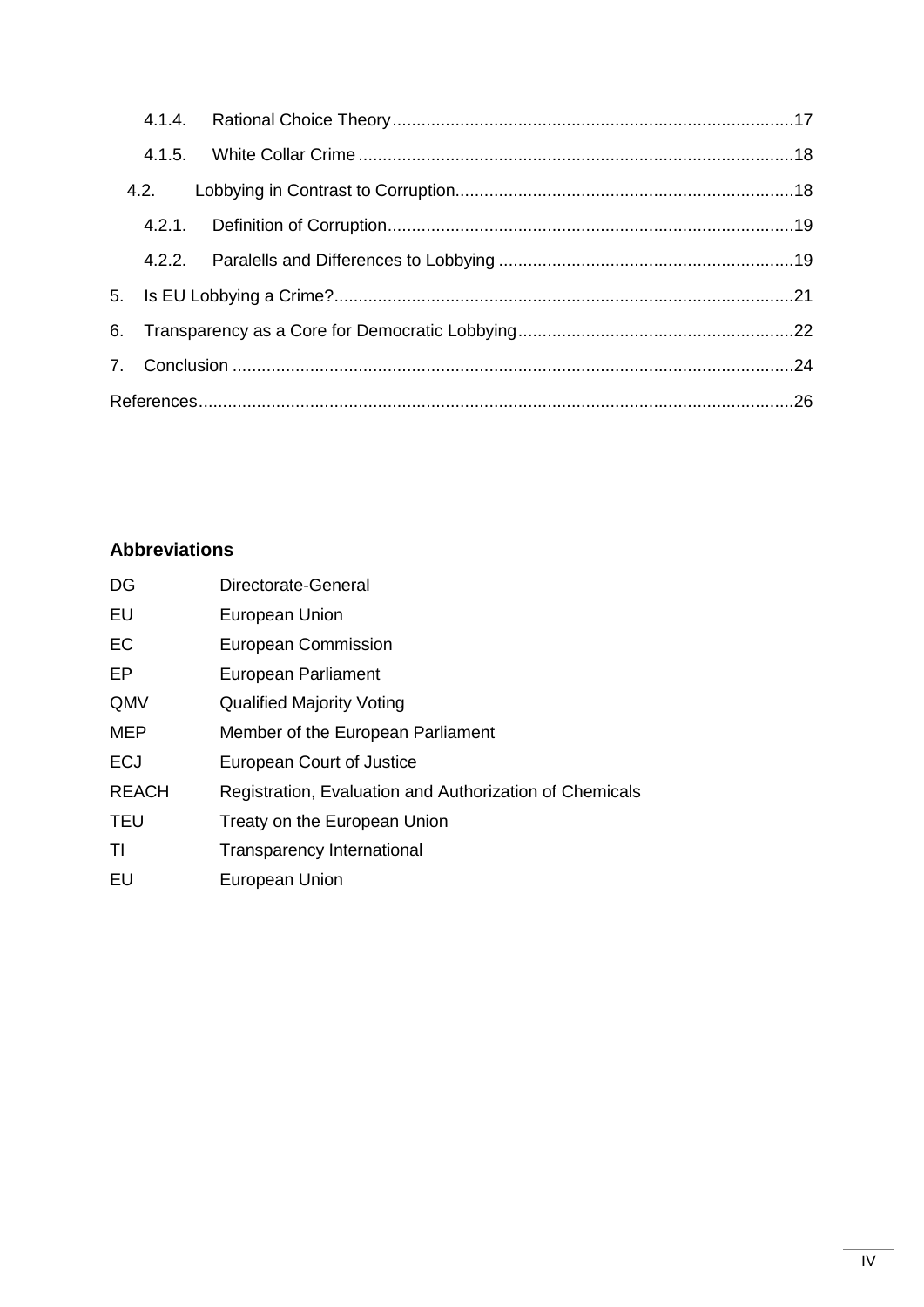4.1.4. Rational Choice Theory ..................................................................................17

4.1.5. White Collar Crime .........................................................................................18

4.2. Lobbying in Contrast to Corruption.....................................................................18

4.2.1. Definition of Corruption...................................................................................19

4.2.2. Paralells and Differences to Lobbying ............................................................19

5. Is EU Lobbying a Crime?..............................................................................................21

6. Transparency as a Core for Democratic Lobbying........................................................22

7. Conclusion ...................................................................................................................24

References..........................................................................................................................26

## Abbreviations

| | |
|---|---|
| DG | Directorate-General |
| EU | European Union |
| EC | European Commission |
| EP | European Parliament |
| QMV | Qualified Majority Voting |
| MEP | Member of the European Parliament |
| ECJ | European Court of Justice |
| REACH | Registration, Evaluation and Authorization of Chemicals |
| TEU | Treaty on the European Union |
| TI | Transparency International |
| EU | European Union |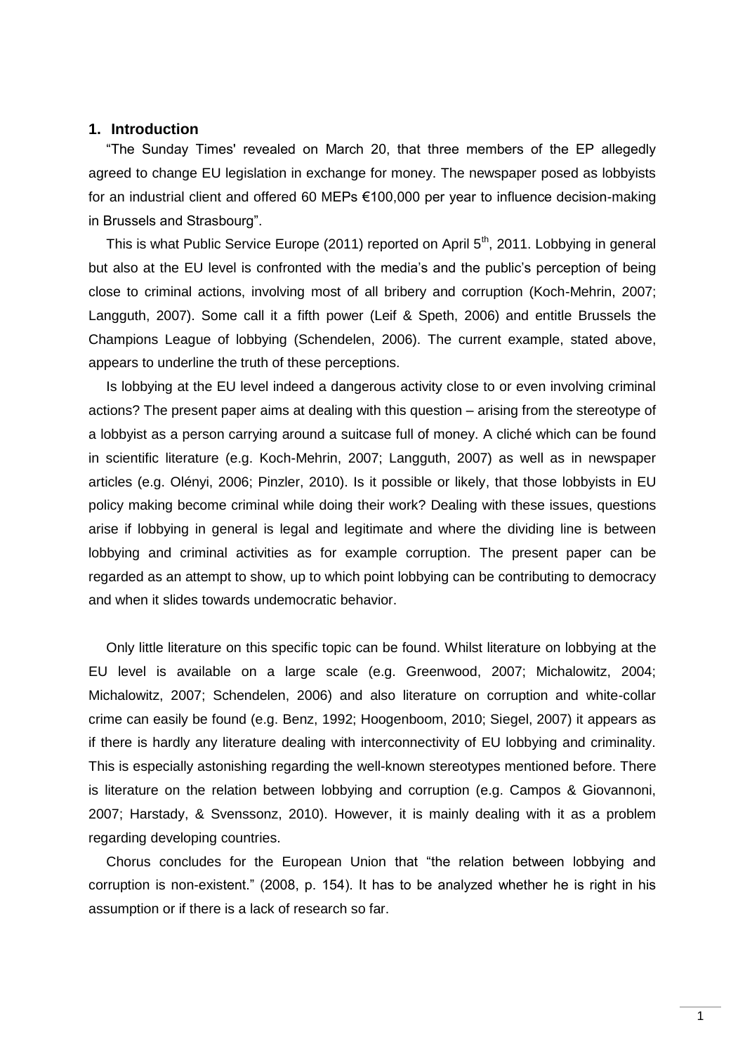## 1. Introduction

"The Sunday Times' revealed on March 20, that three members of the EP allegedly agreed to change EU legislation in exchange for money. The newspaper posed as lobbyists for an industrial client and offered 60 MEPs €100,000 per year to influence decision-making in Brussels and Strasbourg".

This is what Public Service Europe (2011) reported on April 5th, 2011. Lobbying in general but also at the EU level is confronted with the media's and the public's perception of being close to criminal actions, involving most of all bribery and corruption (Koch-Mehrin, 2007; Langguth, 2007). Some call it a fifth power (Leif & Speth, 2006) and entitle Brussels the Champions League of lobbying (Schendelen, 2006). The current example, stated above, appears to underline the truth of these perceptions.

Is lobbying at the EU level indeed a dangerous activity close to or even involving criminal actions? The present paper aims at dealing with this question – arising from the stereotype of a lobbyist as a person carrying around a suitcase full of money. A cliché which can be found in scientific literature (e.g. Koch-Mehrin, 2007; Langguth, 2007) as well as in newspaper articles (e.g. Olényi, 2006; Pinzler, 2010). Is it possible or likely, that those lobbyists in EU policy making become criminal while doing their work? Dealing with these issues, questions arise if lobbying in general is legal and legitimate and where the dividing line is between lobbying and criminal activities as for example corruption. The present paper can be regarded as an attempt to show, up to which point lobbying can be contributing to democracy and when it slides towards undemocratic behavior.

Only little literature on this specific topic can be found. Whilst literature on lobbying at the EU level is available on a large scale (e.g. Greenwood, 2007; Michalowitz, 2004; Michalowitz, 2007; Schendelen, 2006) and also literature on corruption and white-collar crime can easily be found (e.g. Benz, 1992; Hoogenboom, 2010; Siegel, 2007) it appears as if there is hardly any literature dealing with interconnectivity of EU lobbying and criminality. This is especially astonishing regarding the well-known stereotypes mentioned before. There is literature on the relation between lobbying and corruption (e.g. Campos & Giovannoni, 2007; Harstady, & Svenssonz, 2010). However, it is mainly dealing with it as a problem regarding developing countries.

Chorus concludes for the European Union that "the relation between lobbying and corruption is non-existent." (2008, p. 154). It has to be analyzed whether he is right in his assumption or if there is a lack of research so far.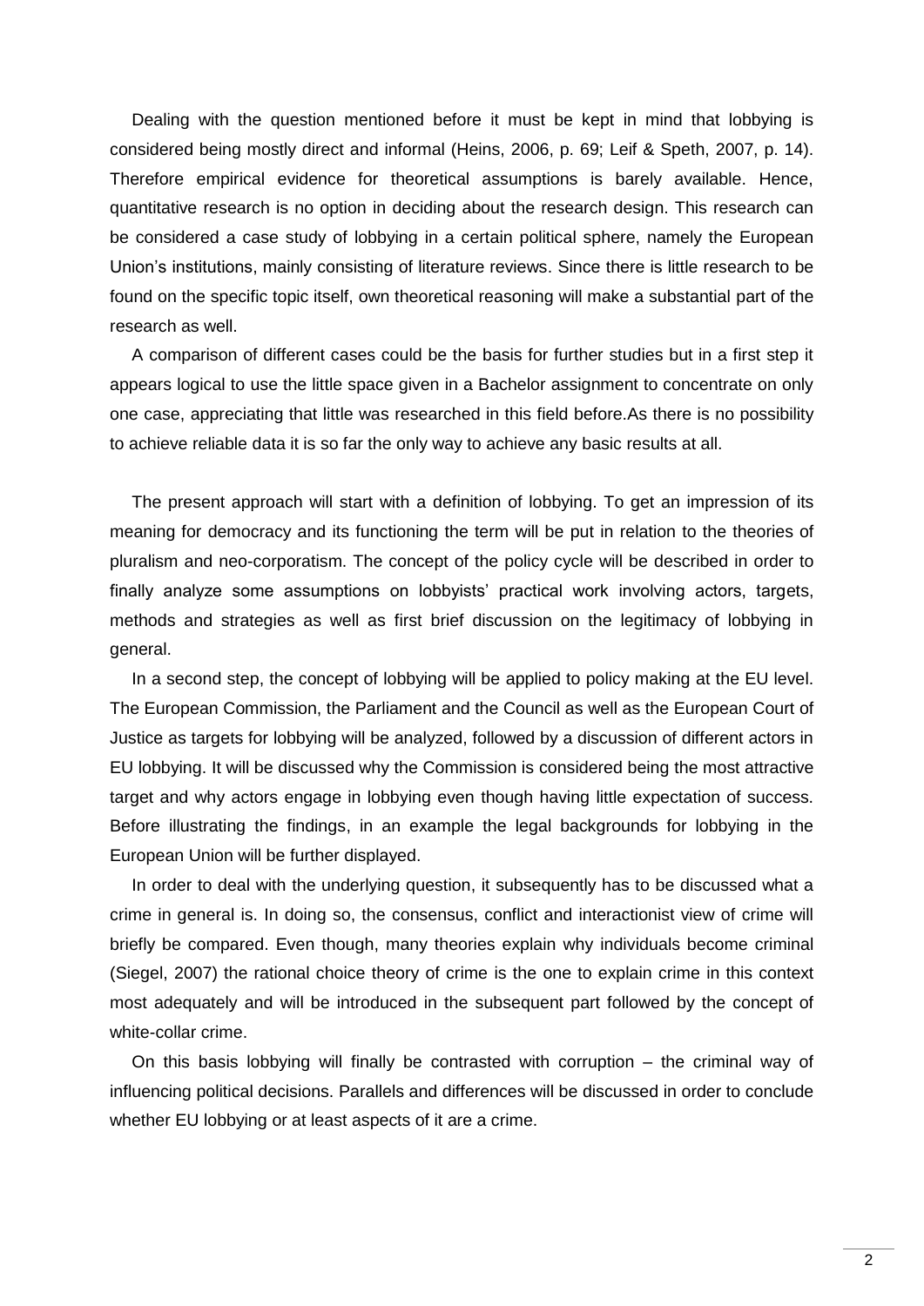Dealing with the question mentioned before it must be kept in mind that lobbying is considered being mostly direct and informal (Heins, 2006, p. 69; Leif & Speth, 2007, p. 14). Therefore empirical evidence for theoretical assumptions is barely available. Hence, quantitative research is no option in deciding about the research design. This research can be considered a case study of lobbying in a certain political sphere, namely the European Union's institutions, mainly consisting of literature reviews. Since there is little research to be found on the specific topic itself, own theoretical reasoning will make a substantial part of the research as well.

A comparison of different cases could be the basis for further studies but in a first step it appears logical to use the little space given in a Bachelor assignment to concentrate on only one case, appreciating that little was researched in this field before.As there is no possibility to achieve reliable data it is so far the only way to achieve any basic results at all.

The present approach will start with a definition of lobbying. To get an impression of its meaning for democracy and its functioning the term will be put in relation to the theories of pluralism and neo-corporatism. The concept of the policy cycle will be described in order to finally analyze some assumptions on lobbyists' practical work involving actors, targets, methods and strategies as well as first brief discussion on the legitimacy of lobbying in general.

In a second step, the concept of lobbying will be applied to policy making at the EU level. The European Commission, the Parliament and the Council as well as the European Court of Justice as targets for lobbying will be analyzed, followed by a discussion of different actors in EU lobbying. It will be discussed why the Commission is considered being the most attractive target and why actors engage in lobbying even though having little expectation of success. Before illustrating the findings, in an example the legal backgrounds for lobbying in the European Union will be further displayed.

In order to deal with the underlying question, it subsequently has to be discussed what a crime in general is. In doing so, the consensus, conflict and interactionist view of crime will briefly be compared. Even though, many theories explain why individuals become criminal (Siegel, 2007) the rational choice theory of crime is the one to explain crime in this context most adequately and will be introduced in the subsequent part followed by the concept of white-collar crime.

On this basis lobbying will finally be contrasted with corruption – the criminal way of influencing political decisions. Parallels and differences will be discussed in order to conclude whether EU lobbying or at least aspects of it are a crime.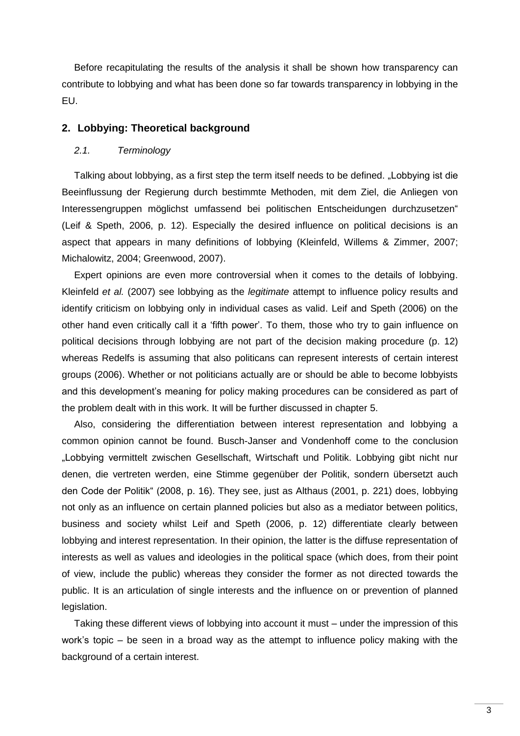Before recapitulating the results of the analysis it shall be shown how transparency can contribute to lobbying and what has been done so far towards transparency in lobbying in the EU.

## 2. Lobbying: Theoretical background

### *2.1. Terminology*

Talking about lobbying, as a first step the term itself needs to be defined. „Lobbying ist die Beeinflussung der Regierung durch bestimmte Methoden, mit dem Ziel, die Anliegen von Interessengruppen möglichst umfassend bei politischen Entscheidungen durchzusetzen" (Leif & Speth, 2006, p. 12). Especially the desired influence on political decisions is an aspect that appears in many definitions of lobbying (Kleinfeld, Willems & Zimmer, 2007; Michalowitz, 2004; Greenwood, 2007).

Expert opinions are even more controversial when it comes to the details of lobbying. Kleinfeld *et al.* (2007) see lobbying as the *legitimate* attempt to influence policy results and identify criticism on lobbying only in individual cases as valid. Leif and Speth (2006) on the other hand even critically call it a 'fifth power'. To them, those who try to gain influence on political decisions through lobbying are not part of the decision making procedure (p. 12) whereas Redelfs is assuming that also politicans can represent interests of certain interest groups (2006). Whether or not politicians actually are or should be able to become lobbyists and this development's meaning for policy making procedures can be considered as part of the problem dealt with in this work. It will be further discussed in chapter 5.

Also, considering the differentiation between interest representation and lobbying a common opinion cannot be found. Busch-Janser and Vondenhoff come to the conclusion „Lobbying vermittelt zwischen Gesellschaft, Wirtschaft und Politik. Lobbying gibt nicht nur denen, die vertreten werden, eine Stimme gegenüber der Politik, sondern übersetzt auch den Code der Politik" (2008, p. 16). They see, just as Althaus (2001, p. 221) does, lobbying not only as an influence on certain planned policies but also as a mediator between politics, business and society whilst Leif and Speth (2006, p. 12) differentiate clearly between lobbying and interest representation. In their opinion, the latter is the diffuse representation of interests as well as values and ideologies in the political space (which does, from their point of view, include the public) whereas they consider the former as not directed towards the public. It is an articulation of single interests and the influence on or prevention of planned legislation.

Taking these different views of lobbying into account it must – under the impression of this work's topic – be seen in a broad way as the attempt to influence policy making with the background of a certain interest.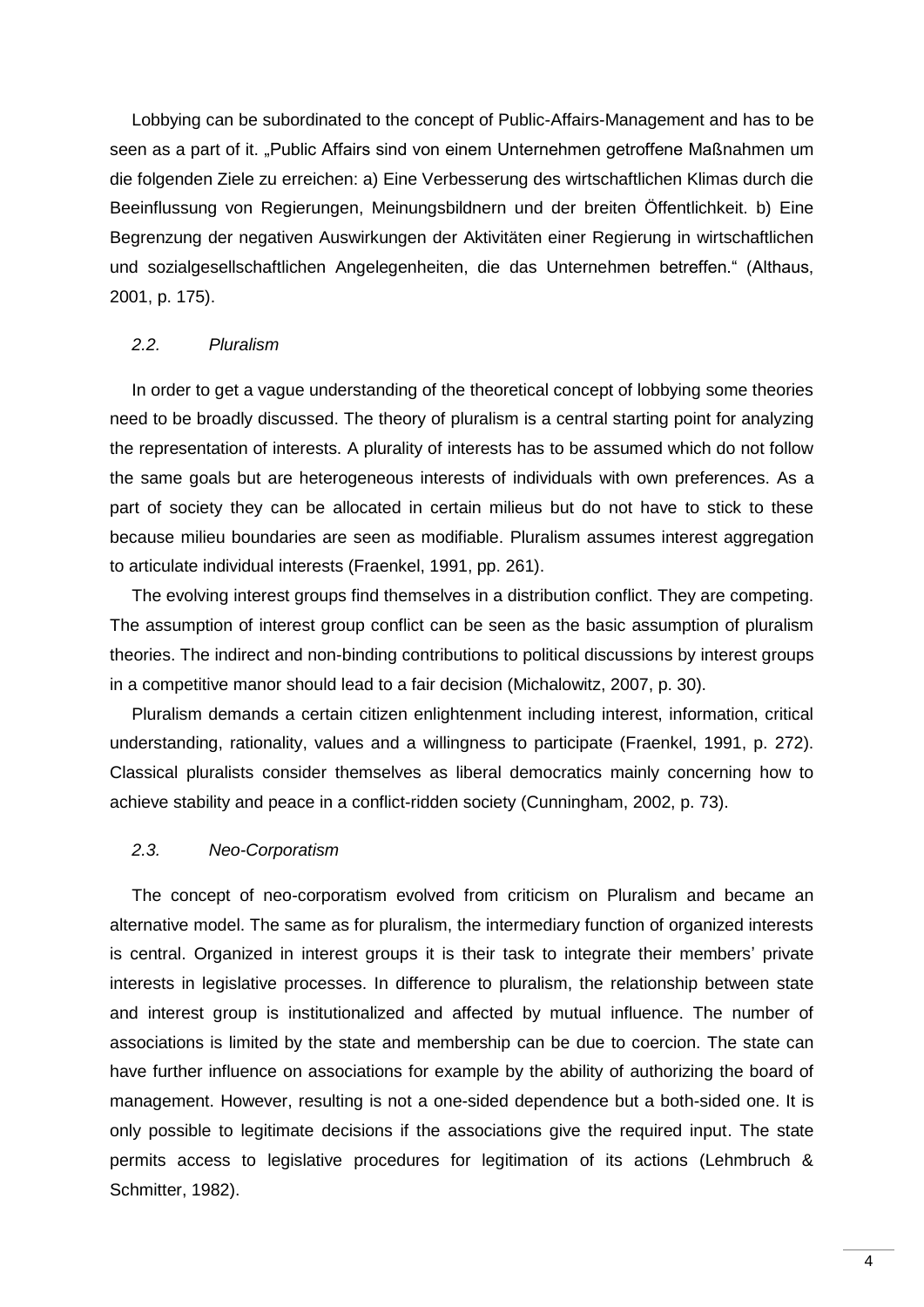Lobbying can be subordinated to the concept of Public-Affairs-Management and has to be seen as a part of it. „Public Affairs sind von einem Unternehmen getroffene Maßnahmen um die folgenden Ziele zu erreichen: a) Eine Verbesserung des wirtschaftlichen Klimas durch die Beeinflussung von Regierungen, Meinungsbildnern und der breiten Öffentlichkeit. b) Eine Begrenzung der negativen Auswirkungen der Aktivitäten einer Regierung in wirtschaftlichen und sozialgesellschaftlichen Angelegenheiten, die das Unternehmen betreffen.“ (Althaus, 2001, p. 175).

### *2.2. Pluralism*

In order to get a vague understanding of the theoretical concept of lobbying some theories need to be broadly discussed. The theory of pluralism is a central starting point for analyzing the representation of interests. A plurality of interests has to be assumed which do not follow the same goals but are heterogeneous interests of individuals with own preferences. As a part of society they can be allocated in certain milieus but do not have to stick to these because milieu boundaries are seen as modifiable. Pluralism assumes interest aggregation to articulate individual interests (Fraenkel, 1991, pp. 261).

The evolving interest groups find themselves in a distribution conflict. They are competing. The assumption of interest group conflict can be seen as the basic assumption of pluralism theories. The indirect and non-binding contributions to political discussions by interest groups in a competitive manor should lead to a fair decision (Michalowitz, 2007, p. 30).

Pluralism demands a certain citizen enlightenment including interest, information, critical understanding, rationality, values and a willingness to participate (Fraenkel, 1991, p. 272). Classical pluralists consider themselves as liberal democratics mainly concerning how to achieve stability and peace in a conflict-ridden society (Cunningham, 2002, p. 73).

### *2.3. Neo-Corporatism*

The concept of neo-corporatism evolved from criticism on Pluralism and became an alternative model. The same as for pluralism, the intermediary function of organized interests is central. Organized in interest groups it is their task to integrate their members' private interests in legislative processes. In difference to pluralism, the relationship between state and interest group is institutionalized and affected by mutual influence. The number of associations is limited by the state and membership can be due to coercion. The state can have further influence on associations for example by the ability of authorizing the board of management. However, resulting is not a one-sided dependence but a both-sided one. It is only possible to legitimate decisions if the associations give the required input. The state permits access to legislative procedures for legitimation of its actions (Lehmbruch & Schmitter, 1982).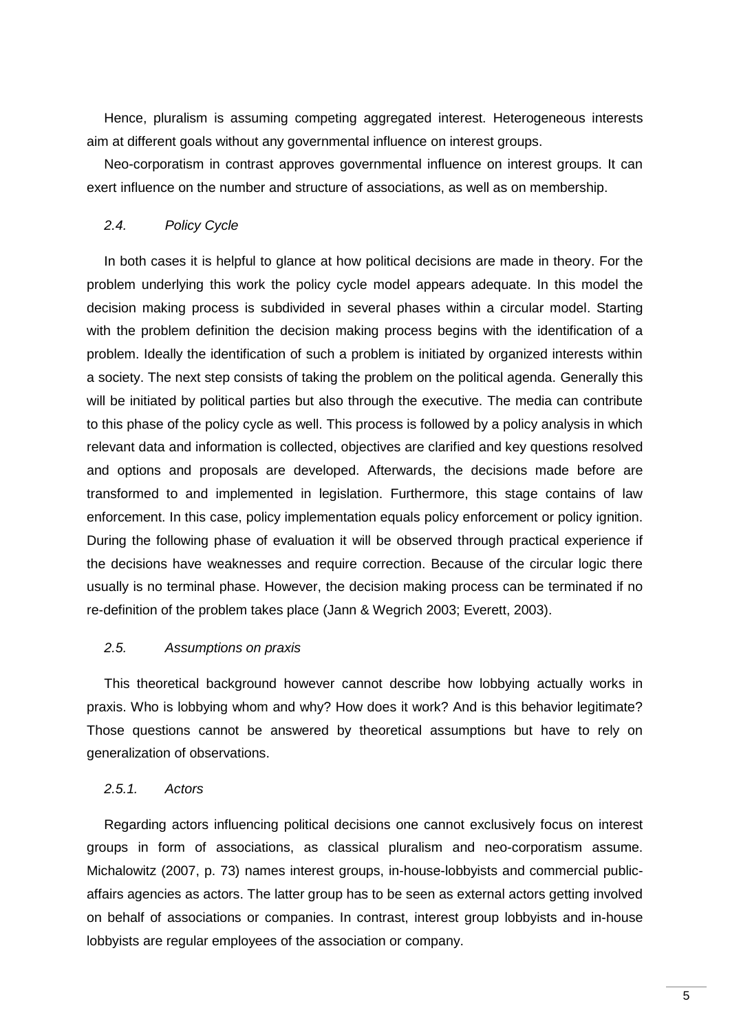Hence, pluralism is assuming competing aggregated interest. Heterogeneous interests aim at different goals without any governmental influence on interest groups.

Neo-corporatism in contrast approves governmental influence on interest groups. It can exert influence on the number and structure of associations, as well as on membership.

### *2.4. Policy Cycle*

In both cases it is helpful to glance at how political decisions are made in theory. For the problem underlying this work the policy cycle model appears adequate. In this model the decision making process is subdivided in several phases within a circular model. Starting with the problem definition the decision making process begins with the identification of a problem. Ideally the identification of such a problem is initiated by organized interests within a society. The next step consists of taking the problem on the political agenda. Generally this will be initiated by political parties but also through the executive. The media can contribute to this phase of the policy cycle as well. This process is followed by a policy analysis in which relevant data and information is collected, objectives are clarified and key questions resolved and options and proposals are developed. Afterwards, the decisions made before are transformed to and implemented in legislation. Furthermore, this stage contains of law enforcement. In this case, policy implementation equals policy enforcement or policy ignition. During the following phase of evaluation it will be observed through practical experience if the decisions have weaknesses and require correction. Because of the circular logic there usually is no terminal phase. However, the decision making process can be terminated if no re-definition of the problem takes place (Jann & Wegrich 2003; Everett, 2003).

### *2.5. Assumptions on praxis*

This theoretical background however cannot describe how lobbying actually works in praxis. Who is lobbying whom and why? How does it work? And is this behavior legitimate? Those questions cannot be answered by theoretical assumptions but have to rely on generalization of observations.

#### *2.5.1. Actors*

Regarding actors influencing political decisions one cannot exclusively focus on interest groups in form of associations, as classical pluralism and neo-corporatism assume. Michalowitz (2007, p. 73) names interest groups, in-house-lobbyists and commercial public-affairs agencies as actors. The latter group has to be seen as external actors getting involved on behalf of associations or companies. In contrast, interest group lobbyists and in-house lobbyists are regular employees of the association or company.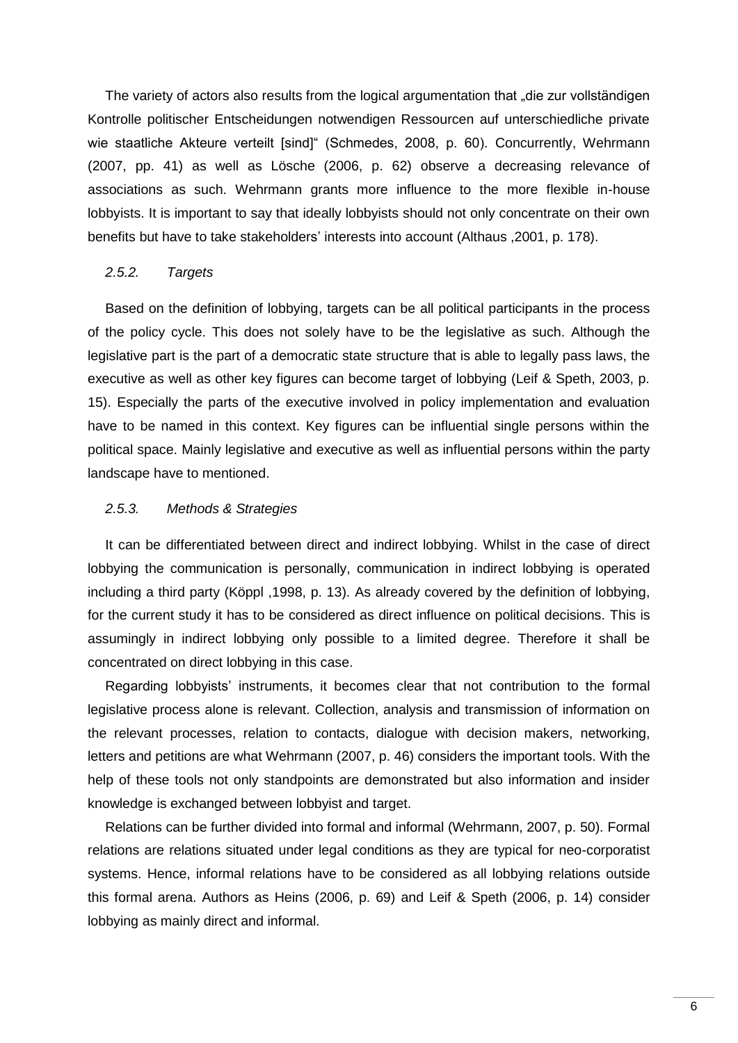The variety of actors also results from the logical argumentation that „die zur vollständigen Kontrolle politischer Entscheidungen notwendigen Ressourcen auf unterschiedliche private wie staatliche Akteure verteilt [sind]" (Schmedes, 2008, p. 60). Concurrently, Wehrmann (2007, pp. 41) as well as Lösche (2006, p. 62) observe a decreasing relevance of associations as such. Wehrmann grants more influence to the more flexible in-house lobbyists. It is important to say that ideally lobbyists should not only concentrate on their own benefits but have to take stakeholders' interests into account (Althaus ,2001, p. 178).

### *2.5.2. Targets*

Based on the definition of lobbying, targets can be all political participants in the process of the policy cycle. This does not solely have to be the legislative as such. Although the legislative part is the part of a democratic state structure that is able to legally pass laws, the executive as well as other key figures can become target of lobbying (Leif & Speth, 2003, p. 15). Especially the parts of the executive involved in policy implementation and evaluation have to be named in this context. Key figures can be influential single persons within the political space. Mainly legislative and executive as well as influential persons within the party landscape have to mentioned.

### *2.5.3. Methods & Strategies*

It can be differentiated between direct and indirect lobbying. Whilst in the case of direct lobbying the communication is personally, communication in indirect lobbying is operated including a third party (Köppl ,1998, p. 13). As already covered by the definition of lobbying, for the current study it has to be considered as direct influence on political decisions. This is assumingly in indirect lobbying only possible to a limited degree. Therefore it shall be concentrated on direct lobbying in this case.

Regarding lobbyists' instruments, it becomes clear that not contribution to the formal legislative process alone is relevant. Collection, analysis and transmission of information on the relevant processes, relation to contacts, dialogue with decision makers, networking, letters and petitions are what Wehrmann (2007, p. 46) considers the important tools. With the help of these tools not only standpoints are demonstrated but also information and insider knowledge is exchanged between lobbyist and target.

Relations can be further divided into formal and informal (Wehrmann, 2007, p. 50). Formal relations are relations situated under legal conditions as they are typical for neo-corporatist systems. Hence, informal relations have to be considered as all lobbying relations outside this formal arena. Authors as Heins (2006, p. 69) and Leif & Speth (2006, p. 14) consider lobbying as mainly direct and informal.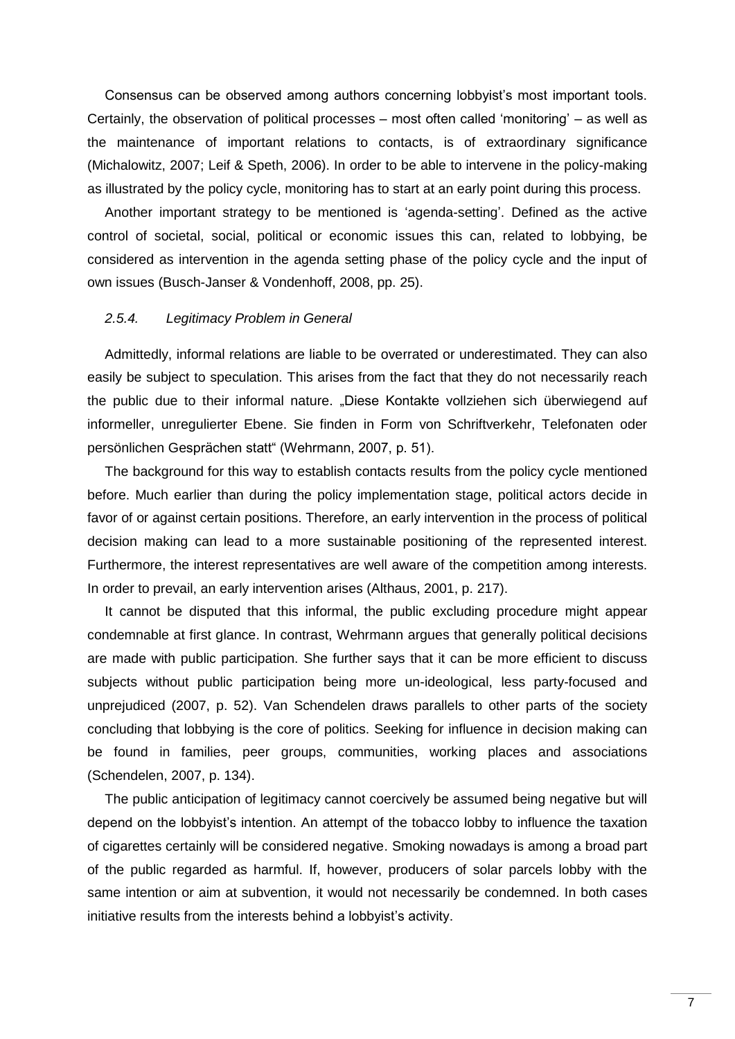Consensus can be observed among authors concerning lobbyist's most important tools. Certainly, the observation of political processes – most often called 'monitoring' – as well as the maintenance of important relations to contacts, is of extraordinary significance (Michalowitz, 2007; Leif & Speth, 2006). In order to be able to intervene in the policy-making as illustrated by the policy cycle, monitoring has to start at an early point during this process.

Another important strategy to be mentioned is 'agenda-setting'. Defined as the active control of societal, social, political or economic issues this can, related to lobbying, be considered as intervention in the agenda setting phase of the policy cycle and the input of own issues (Busch-Janser & Vondenhoff, 2008, pp. 25).

### *2.5.4. Legitimacy Problem in General*

Admittedly, informal relations are liable to be overrated or underestimated. They can also easily be subject to speculation. This arises from the fact that they do not necessarily reach the public due to their informal nature. „Diese Kontakte vollziehen sich überwiegend auf informeller, unregulierter Ebene. Sie finden in Form von Schriftverkehr, Telefonaten oder persönlichen Gesprächen statt" (Wehrmann, 2007, p. 51).

The background for this way to establish contacts results from the policy cycle mentioned before. Much earlier than during the policy implementation stage, political actors decide in favor of or against certain positions. Therefore, an early intervention in the process of political decision making can lead to a more sustainable positioning of the represented interest. Furthermore, the interest representatives are well aware of the competition among interests. In order to prevail, an early intervention arises (Althaus, 2001, p. 217).

It cannot be disputed that this informal, the public excluding procedure might appear condemnable at first glance. In contrast, Wehrmann argues that generally political decisions are made with public participation. She further says that it can be more efficient to discuss subjects without public participation being more un-ideological, less party-focused and unprejudiced (2007, p. 52). Van Schendelen draws parallels to other parts of the society concluding that lobbying is the core of politics. Seeking for influence in decision making can be found in families, peer groups, communities, working places and associations (Schendelen, 2007, p. 134).

The public anticipation of legitimacy cannot coercively be assumed being negative but will depend on the lobbyist's intention. An attempt of the tobacco lobby to influence the taxation of cigarettes certainly will be considered negative. Smoking nowadays is among a broad part of the public regarded as harmful. If, however, producers of solar parcels lobby with the same intention or aim at subvention, it would not necessarily be condemned. In both cases initiative results from the interests behind a lobbyist's activity.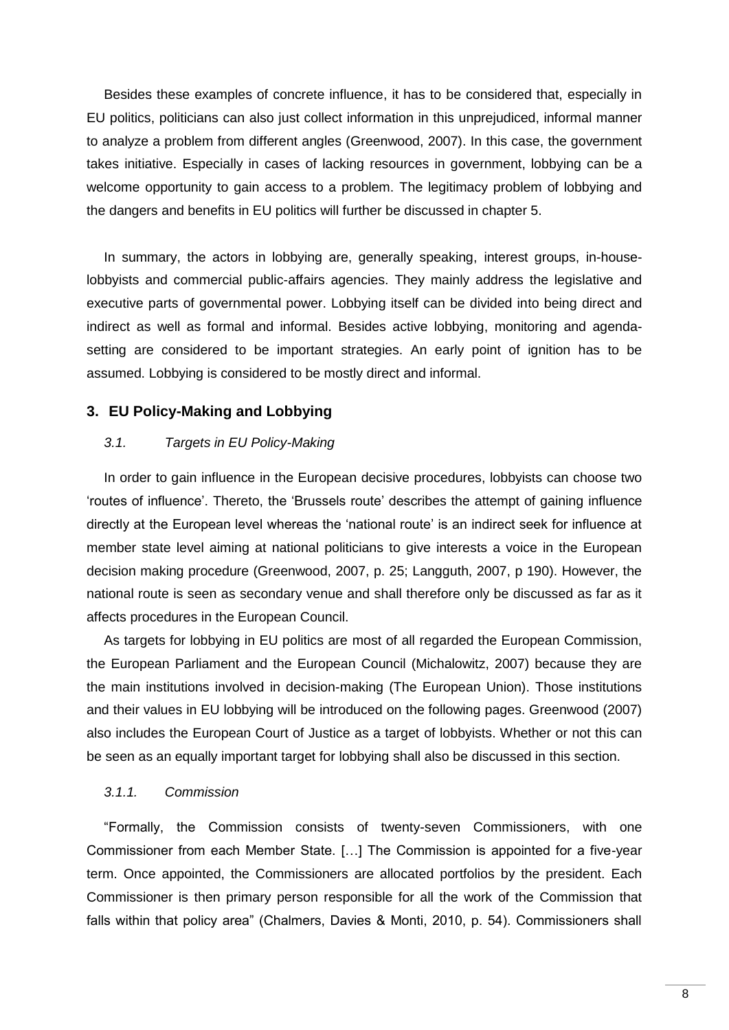Besides these examples of concrete influence, it has to be considered that, especially in EU politics, politicians can also just collect information in this unprejudiced, informal manner to analyze a problem from different angles (Greenwood, 2007). In this case, the government takes initiative. Especially in cases of lacking resources in government, lobbying can be a welcome opportunity to gain access to a problem. The legitimacy problem of lobbying and the dangers and benefits in EU politics will further be discussed in chapter 5.

In summary, the actors in lobbying are, generally speaking, interest groups, in-house-lobbyists and commercial public-affairs agencies. They mainly address the legislative and executive parts of governmental power. Lobbying itself can be divided into being direct and indirect as well as formal and informal. Besides active lobbying, monitoring and agenda-setting are considered to be important strategies. An early point of ignition has to be assumed. Lobbying is considered to be mostly direct and informal.

## 3. EU Policy-Making and Lobbying

### *3.1. Targets in EU Policy-Making*

In order to gain influence in the European decisive procedures, lobbyists can choose two 'routes of influence'. Thereto, the 'Brussels route' describes the attempt of gaining influence directly at the European level whereas the 'national route' is an indirect seek for influence at member state level aiming at national politicians to give interests a voice in the European decision making procedure (Greenwood, 2007, p. 25; Langguth, 2007, p 190). However, the national route is seen as secondary venue and shall therefore only be discussed as far as it affects procedures in the European Council.

As targets for lobbying in EU politics are most of all regarded the European Commission, the European Parliament and the European Council (Michalowitz, 2007) because they are the main institutions involved in decision-making (The European Union). Those institutions and their values in EU lobbying will be introduced on the following pages. Greenwood (2007) also includes the European Court of Justice as a target of lobbyists. Whether or not this can be seen as an equally important target for lobbying shall also be discussed in this section.

#### *3.1.1. Commission*

"Formally, the Commission consists of twenty-seven Commissioners, with one Commissioner from each Member State. […] The Commission is appointed for a five-year term. Once appointed, the Commissioners are allocated portfolios by the president. Each Commissioner is then primary person responsible for all the work of the Commission that falls within that policy area" (Chalmers, Davies & Monti, 2010, p. 54). Commissioners shall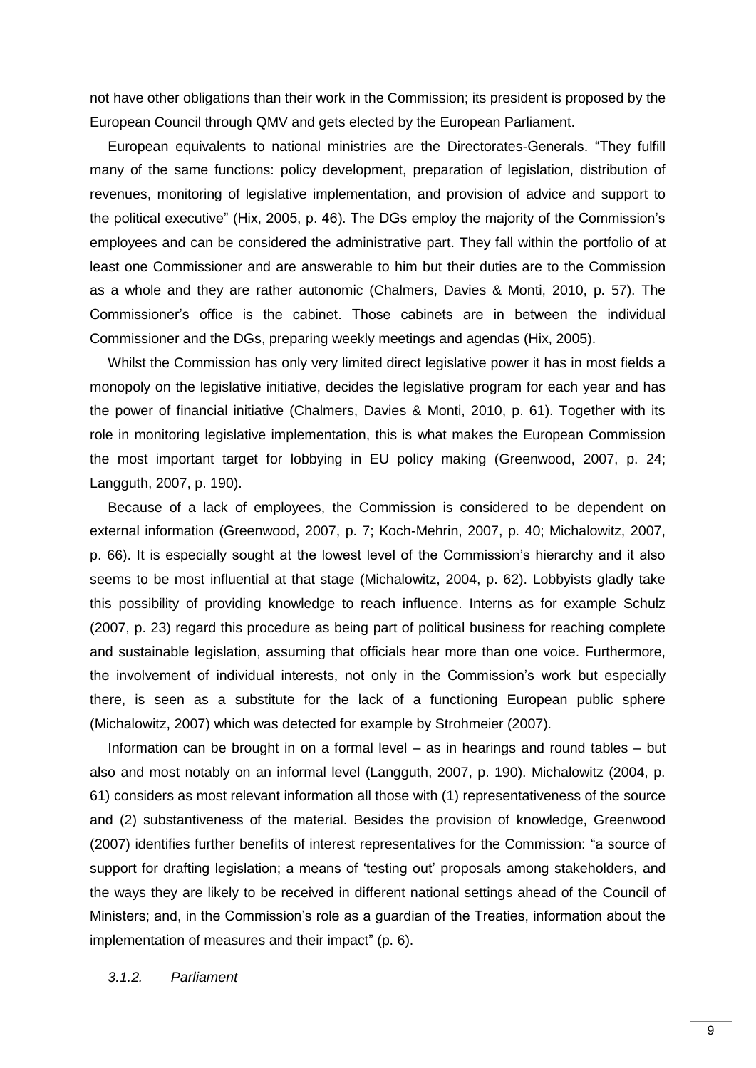not have other obligations than their work in the Commission; its president is proposed by the European Council through QMV and gets elected by the European Parliament.

European equivalents to national ministries are the Directorates-Generals. "They fulfill many of the same functions: policy development, preparation of legislation, distribution of revenues, monitoring of legislative implementation, and provision of advice and support to the political executive" (Hix, 2005, p. 46). The DGs employ the majority of the Commission's employees and can be considered the administrative part. They fall within the portfolio of at least one Commissioner and are answerable to him but their duties are to the Commission as a whole and they are rather autonomic (Chalmers, Davies & Monti, 2010, p. 57). The Commissioner's office is the cabinet. Those cabinets are in between the individual Commissioner and the DGs, preparing weekly meetings and agendas (Hix, 2005).

Whilst the Commission has only very limited direct legislative power it has in most fields a monopoly on the legislative initiative, decides the legislative program for each year and has the power of financial initiative (Chalmers, Davies & Monti, 2010, p. 61). Together with its role in monitoring legislative implementation, this is what makes the European Commission the most important target for lobbying in EU policy making (Greenwood, 2007, p. 24; Langguth, 2007, p. 190).

Because of a lack of employees, the Commission is considered to be dependent on external information (Greenwood, 2007, p. 7; Koch-Mehrin, 2007, p. 40; Michalowitz, 2007, p. 66). It is especially sought at the lowest level of the Commission's hierarchy and it also seems to be most influential at that stage (Michalowitz, 2004, p. 62). Lobbyists gladly take this possibility of providing knowledge to reach influence. Interns as for example Schulz (2007, p. 23) regard this procedure as being part of political business for reaching complete and sustainable legislation, assuming that officials hear more than one voice. Furthermore, the involvement of individual interests, not only in the Commission's work but especially there, is seen as a substitute for the lack of a functioning European public sphere (Michalowitz, 2007) which was detected for example by Strohmeier (2007).

Information can be brought in on a formal level – as in hearings and round tables – but also and most notably on an informal level (Langguth, 2007, p. 190). Michalowitz (2004, p. 61) considers as most relevant information all those with (1) representativeness of the source and (2) substantiveness of the material. Besides the provision of knowledge, Greenwood (2007) identifies further benefits of interest representatives for the Commission: "a source of support for drafting legislation; a means of 'testing out' proposals among stakeholders, and the ways they are likely to be received in different national settings ahead of the Council of Ministers; and, in the Commission's role as a guardian of the Treaties, information about the implementation of measures and their impact" (p. 6).

### *3.1.2. Parliament*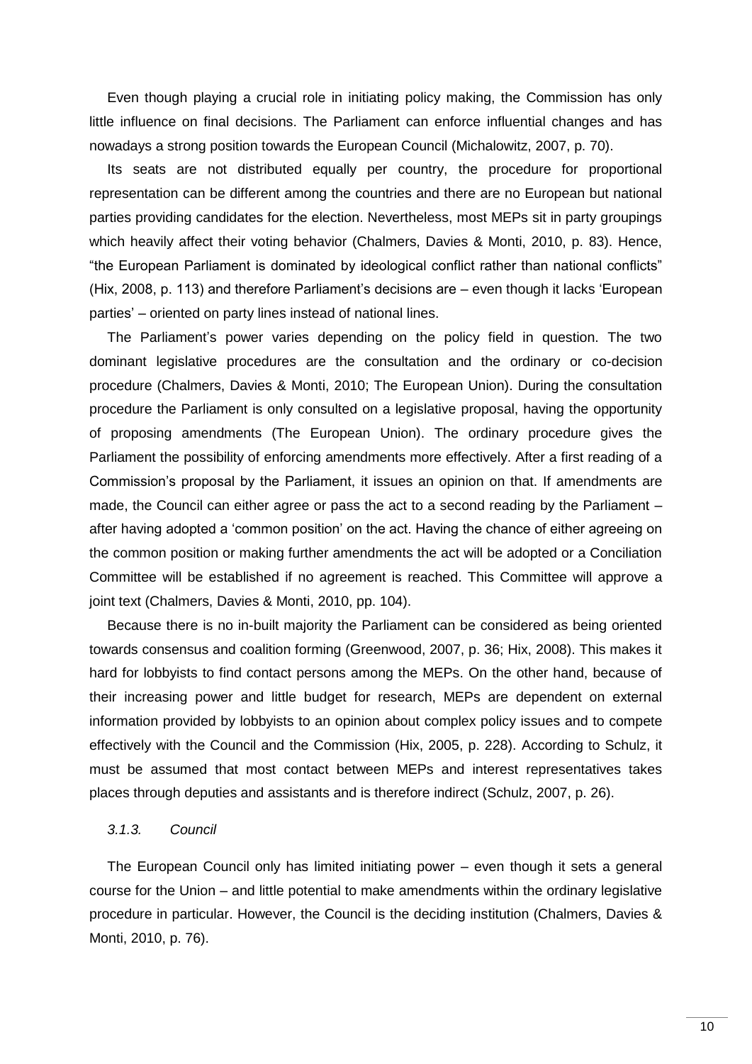Even though playing a crucial role in initiating policy making, the Commission has only little influence on final decisions. The Parliament can enforce influential changes and has nowadays a strong position towards the European Council (Michalowitz, 2007, p. 70).

Its seats are not distributed equally per country, the procedure for proportional representation can be different among the countries and there are no European but national parties providing candidates for the election. Nevertheless, most MEPs sit in party groupings which heavily affect their voting behavior (Chalmers, Davies & Monti, 2010, p. 83). Hence, "the European Parliament is dominated by ideological conflict rather than national conflicts" (Hix, 2008, p. 113) and therefore Parliament's decisions are – even though it lacks 'European parties' – oriented on party lines instead of national lines.

The Parliament's power varies depending on the policy field in question. The two dominant legislative procedures are the consultation and the ordinary or co-decision procedure (Chalmers, Davies & Monti, 2010; The European Union). During the consultation procedure the Parliament is only consulted on a legislative proposal, having the opportunity of proposing amendments (The European Union). The ordinary procedure gives the Parliament the possibility of enforcing amendments more effectively. After a first reading of a Commission's proposal by the Parliament, it issues an opinion on that. If amendments are made, the Council can either agree or pass the act to a second reading by the Parliament – after having adopted a 'common position' on the act. Having the chance of either agreeing on the common position or making further amendments the act will be adopted or a Conciliation Committee will be established if no agreement is reached. This Committee will approve a joint text (Chalmers, Davies & Monti, 2010, pp. 104).

Because there is no in-built majority the Parliament can be considered as being oriented towards consensus and coalition forming (Greenwood, 2007, p. 36; Hix, 2008). This makes it hard for lobbyists to find contact persons among the MEPs. On the other hand, because of their increasing power and little budget for research, MEPs are dependent on external information provided by lobbyists to an opinion about complex policy issues and to compete effectively with the Council and the Commission (Hix, 2005, p. 228). According to Schulz, it must be assumed that most contact between MEPs and interest representatives takes places through deputies and assistants and is therefore indirect (Schulz, 2007, p. 26).

#### *3.1.3. Council*

The European Council only has limited initiating power – even though it sets a general course for the Union – and little potential to make amendments within the ordinary legislative procedure in particular. However, the Council is the deciding institution (Chalmers, Davies & Monti, 2010, p. 76).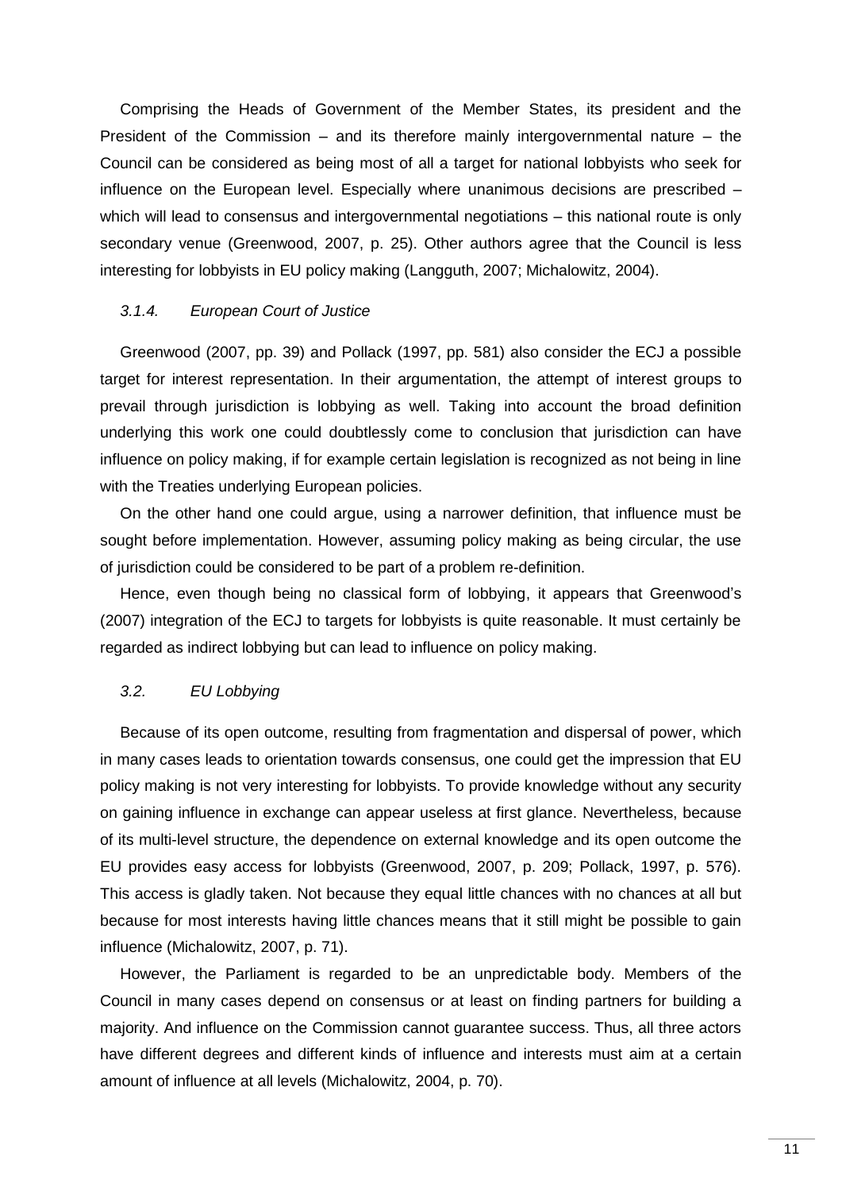Comprising the Heads of Government of the Member States, its president and the President of the Commission – and its therefore mainly intergovernmental nature – the Council can be considered as being most of all a target for national lobbyists who seek for influence on the European level. Especially where unanimous decisions are prescribed – which will lead to consensus and intergovernmental negotiations – this national route is only secondary venue (Greenwood, 2007, p. 25). Other authors agree that the Council is less interesting for lobbyists in EU policy making (Langguth, 2007; Michalowitz, 2004).

### *3.1.4. European Court of Justice*

Greenwood (2007, pp. 39) and Pollack (1997, pp. 581) also consider the ECJ a possible target for interest representation. In their argumentation, the attempt of interest groups to prevail through jurisdiction is lobbying as well. Taking into account the broad definition underlying this work one could doubtlessly come to conclusion that jurisdiction can have influence on policy making, if for example certain legislation is recognized as not being in line with the Treaties underlying European policies.

On the other hand one could argue, using a narrower definition, that influence must be sought before implementation. However, assuming policy making as being circular, the use of jurisdiction could be considered to be part of a problem re-definition.

Hence, even though being no classical form of lobbying, it appears that Greenwood's (2007) integration of the ECJ to targets for lobbyists is quite reasonable. It must certainly be regarded as indirect lobbying but can lead to influence on policy making.

## *3.2. EU Lobbying*

Because of its open outcome, resulting from fragmentation and dispersal of power, which in many cases leads to orientation towards consensus, one could get the impression that EU policy making is not very interesting for lobbyists. To provide knowledge without any security on gaining influence in exchange can appear useless at first glance. Nevertheless, because of its multi-level structure, the dependence on external knowledge and its open outcome the EU provides easy access for lobbyists (Greenwood, 2007, p. 209; Pollack, 1997, p. 576). This access is gladly taken. Not because they equal little chances with no chances at all but because for most interests having little chances means that it still might be possible to gain influence (Michalowitz, 2007, p. 71).

However, the Parliament is regarded to be an unpredictable body. Members of the Council in many cases depend on consensus or at least on finding partners for building a majority. And influence on the Commission cannot guarantee success. Thus, all three actors have different degrees and different kinds of influence and interests must aim at a certain amount of influence at all levels (Michalowitz, 2004, p. 70).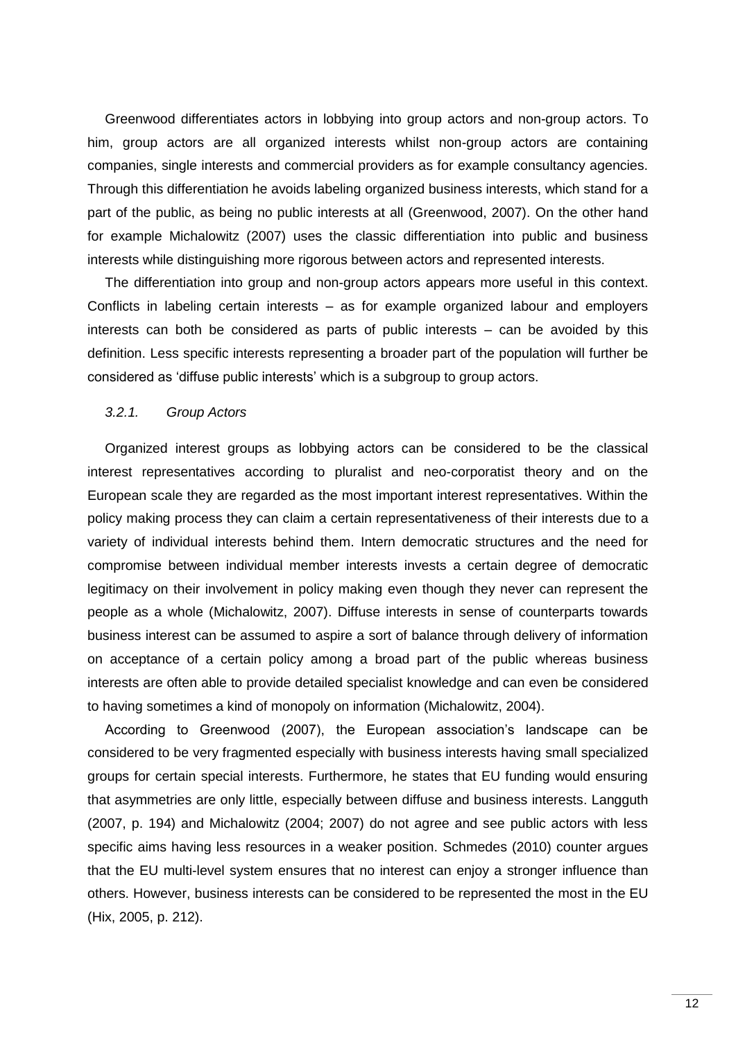Greenwood differentiates actors in lobbying into group actors and non-group actors. To him, group actors are all organized interests whilst non-group actors are containing companies, single interests and commercial providers as for example consultancy agencies. Through this differentiation he avoids labeling organized business interests, which stand for a part of the public, as being no public interests at all (Greenwood, 2007). On the other hand for example Michalowitz (2007) uses the classic differentiation into public and business interests while distinguishing more rigorous between actors and represented interests.

The differentiation into group and non-group actors appears more useful in this context. Conflicts in labeling certain interests – as for example organized labour and employers interests can both be considered as parts of public interests – can be avoided by this definition. Less specific interests representing a broader part of the population will further be considered as 'diffuse public interests' which is a subgroup to group actors.

### *3.2.1. Group Actors*

Organized interest groups as lobbying actors can be considered to be the classical interest representatives according to pluralist and neo-corporatist theory and on the European scale they are regarded as the most important interest representatives. Within the policy making process they can claim a certain representativeness of their interests due to a variety of individual interests behind them. Intern democratic structures and the need for compromise between individual member interests invests a certain degree of democratic legitimacy on their involvement in policy making even though they never can represent the people as a whole (Michalowitz, 2007). Diffuse interests in sense of counterparts towards business interest can be assumed to aspire a sort of balance through delivery of information on acceptance of a certain policy among a broad part of the public whereas business interests are often able to provide detailed specialist knowledge and can even be considered to having sometimes a kind of monopoly on information (Michalowitz, 2004).

According to Greenwood (2007), the European association's landscape can be considered to be very fragmented especially with business interests having small specialized groups for certain special interests. Furthermore, he states that EU funding would ensuring that asymmetries are only little, especially between diffuse and business interests. Langguth (2007, p. 194) and Michalowitz (2004; 2007) do not agree and see public actors with less specific aims having less resources in a weaker position. Schmedes (2010) counter argues that the EU multi-level system ensures that no interest can enjoy a stronger influence than others. However, business interests can be considered to be represented the most in the EU (Hix, 2005, p. 212).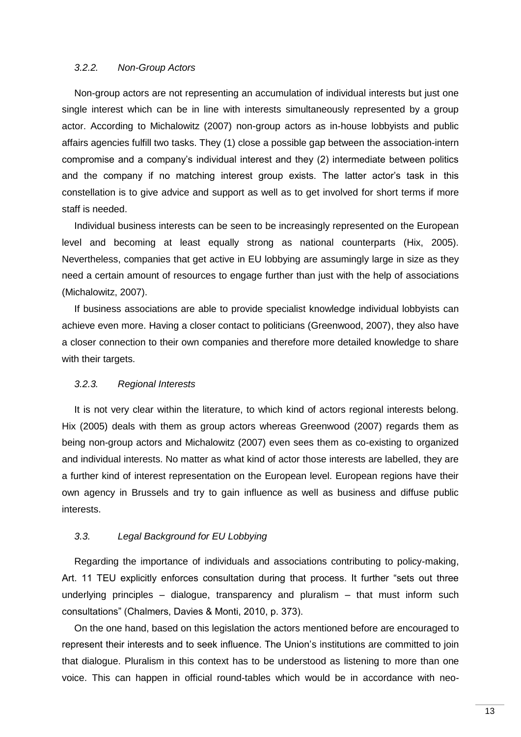#### *3.2.2. Non-Group Actors*

Non-group actors are not representing an accumulation of individual interests but just one single interest which can be in line with interests simultaneously represented by a group actor. According to Michalowitz (2007) non-group actors as in-house lobbyists and public affairs agencies fulfill two tasks. They (1) close a possible gap between the association-intern compromise and a company's individual interest and they (2) intermediate between politics and the company if no matching interest group exists. The latter actor's task in this constellation is to give advice and support as well as to get involved for short terms if more staff is needed.

Individual business interests can be seen to be increasingly represented on the European level and becoming at least equally strong as national counterparts (Hix, 2005). Nevertheless, companies that get active in EU lobbying are assumingly large in size as they need a certain amount of resources to engage further than just with the help of associations (Michalowitz, 2007).

If business associations are able to provide specialist knowledge individual lobbyists can achieve even more. Having a closer contact to politicians (Greenwood, 2007), they also have a closer connection to their own companies and therefore more detailed knowledge to share with their targets.

#### *3.2.3. Regional Interests*

It is not very clear within the literature, to which kind of actors regional interests belong. Hix (2005) deals with them as group actors whereas Greenwood (2007) regards them as being non-group actors and Michalowitz (2007) even sees them as co-existing to organized and individual interests. No matter as what kind of actor those interests are labelled, they are a further kind of interest representation on the European level. European regions have their own agency in Brussels and try to gain influence as well as business and diffuse public interests.

### *3.3. Legal Background for EU Lobbying*

Regarding the importance of individuals and associations contributing to policy-making, Art. 11 TEU explicitly enforces consultation during that process. It further "sets out three underlying principles – dialogue, transparency and pluralism – that must inform such consultations" (Chalmers, Davies & Monti, 2010, p. 373).

On the one hand, based on this legislation the actors mentioned before are encouraged to represent their interests and to seek influence. The Union's institutions are committed to join that dialogue. Pluralism in this context has to be understood as listening to more than one voice. This can happen in official round-tables which would be in accordance with neo-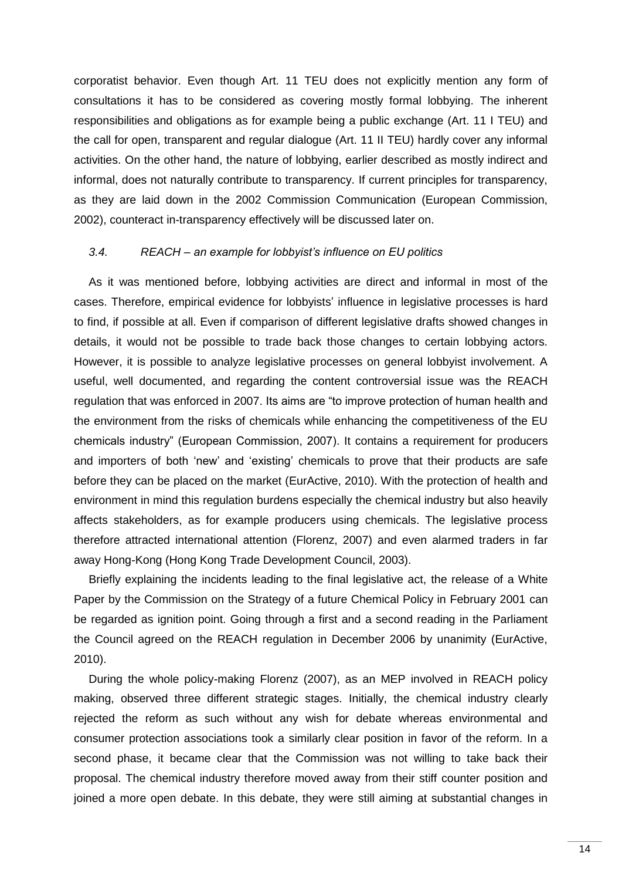corporatist behavior. Even though Art. 11 TEU does not explicitly mention any form of consultations it has to be considered as covering mostly formal lobbying. The inherent responsibilities and obligations as for example being a public exchange (Art. 11 I TEU) and the call for open, transparent and regular dialogue (Art. 11 II TEU) hardly cover any informal activities. On the other hand, the nature of lobbying, earlier described as mostly indirect and informal, does not naturally contribute to transparency. If current principles for transparency, as they are laid down in the 2002 Commission Communication (European Commission, 2002), counteract in-transparency effectively will be discussed later on.

### *3.4. REACH – an example for lobbyist's influence on EU politics*

As it was mentioned before, lobbying activities are direct and informal in most of the cases. Therefore, empirical evidence for lobbyists' influence in legislative processes is hard to find, if possible at all. Even if comparison of different legislative drafts showed changes in details, it would not be possible to trade back those changes to certain lobbying actors. However, it is possible to analyze legislative processes on general lobbyist involvement. A useful, well documented, and regarding the content controversial issue was the REACH regulation that was enforced in 2007. Its aims are "to improve protection of human health and the environment from the risks of chemicals while enhancing the competitiveness of the EU chemicals industry" (European Commission, 2007). It contains a requirement for producers and importers of both 'new' and 'existing' chemicals to prove that their products are safe before they can be placed on the market (EurActive, 2010). With the protection of health and environment in mind this regulation burdens especially the chemical industry but also heavily affects stakeholders, as for example producers using chemicals. The legislative process therefore attracted international attention (Florenz, 2007) and even alarmed traders in far away Hong-Kong (Hong Kong Trade Development Council, 2003).

Briefly explaining the incidents leading to the final legislative act, the release of a White Paper by the Commission on the Strategy of a future Chemical Policy in February 2001 can be regarded as ignition point. Going through a first and a second reading in the Parliament the Council agreed on the REACH regulation in December 2006 by unanimity (EurActive, 2010).

During the whole policy-making Florenz (2007), as an MEP involved in REACH policy making, observed three different strategic stages. Initially, the chemical industry clearly rejected the reform as such without any wish for debate whereas environmental and consumer protection associations took a similarly clear position in favor of the reform. In a second phase, it became clear that the Commission was not willing to take back their proposal. The chemical industry therefore moved away from their stiff counter position and joined a more open debate. In this debate, they were still aiming at substantial changes in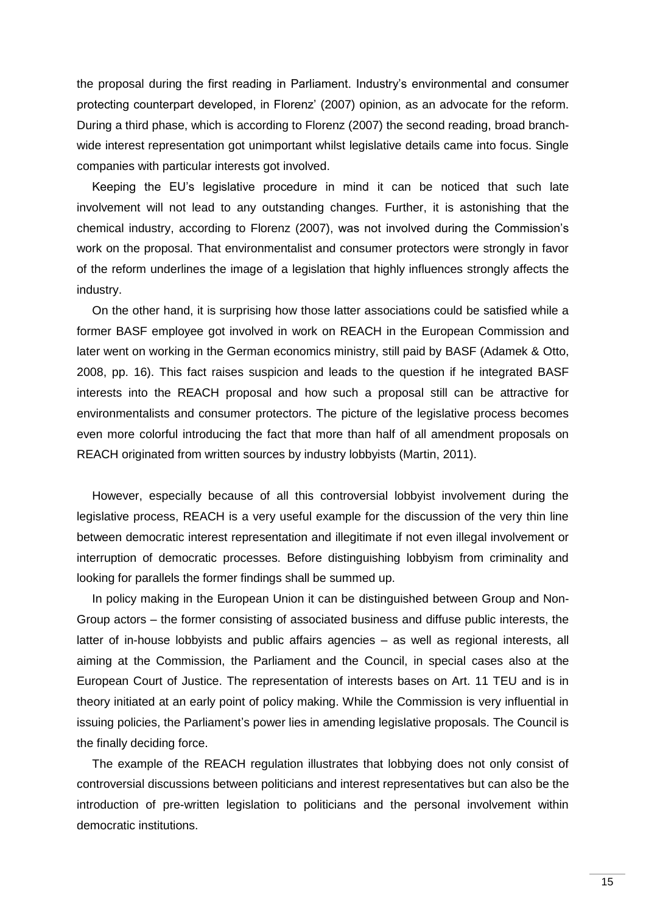the proposal during the first reading in Parliament. Industry's environmental and consumer protecting counterpart developed, in Florenz' (2007) opinion, as an advocate for the reform. During a third phase, which is according to Florenz (2007) the second reading, broad branch-wide interest representation got unimportant whilst legislative details came into focus. Single companies with particular interests got involved.

Keeping the EU's legislative procedure in mind it can be noticed that such late involvement will not lead to any outstanding changes. Further, it is astonishing that the chemical industry, according to Florenz (2007), was not involved during the Commission's work on the proposal. That environmentalist and consumer protectors were strongly in favor of the reform underlines the image of a legislation that highly influences strongly affects the industry.

On the other hand, it is surprising how those latter associations could be satisfied while a former BASF employee got involved in work on REACH in the European Commission and later went on working in the German economics ministry, still paid by BASF (Adamek & Otto, 2008, pp. 16). This fact raises suspicion and leads to the question if he integrated BASF interests into the REACH proposal and how such a proposal still can be attractive for environmentalists and consumer protectors. The picture of the legislative process becomes even more colorful introducing the fact that more than half of all amendment proposals on REACH originated from written sources by industry lobbyists (Martin, 2011).

However, especially because of all this controversial lobbyist involvement during the legislative process, REACH is a very useful example for the discussion of the very thin line between democratic interest representation and illegitimate if not even illegal involvement or interruption of democratic processes. Before distinguishing lobbyism from criminality and looking for parallels the former findings shall be summed up.

In policy making in the European Union it can be distinguished between Group and Non-Group actors – the former consisting of associated business and diffuse public interests, the latter of in-house lobbyists and public affairs agencies – as well as regional interests, all aiming at the Commission, the Parliament and the Council, in special cases also at the European Court of Justice. The representation of interests bases on Art. 11 TEU and is in theory initiated at an early point of policy making. While the Commission is very influential in issuing policies, the Parliament's power lies in amending legislative proposals. The Council is the finally deciding force.

The example of the REACH regulation illustrates that lobbying does not only consist of controversial discussions between politicians and interest representatives but can also be the introduction of pre-written legislation to politicians and the personal involvement within democratic institutions.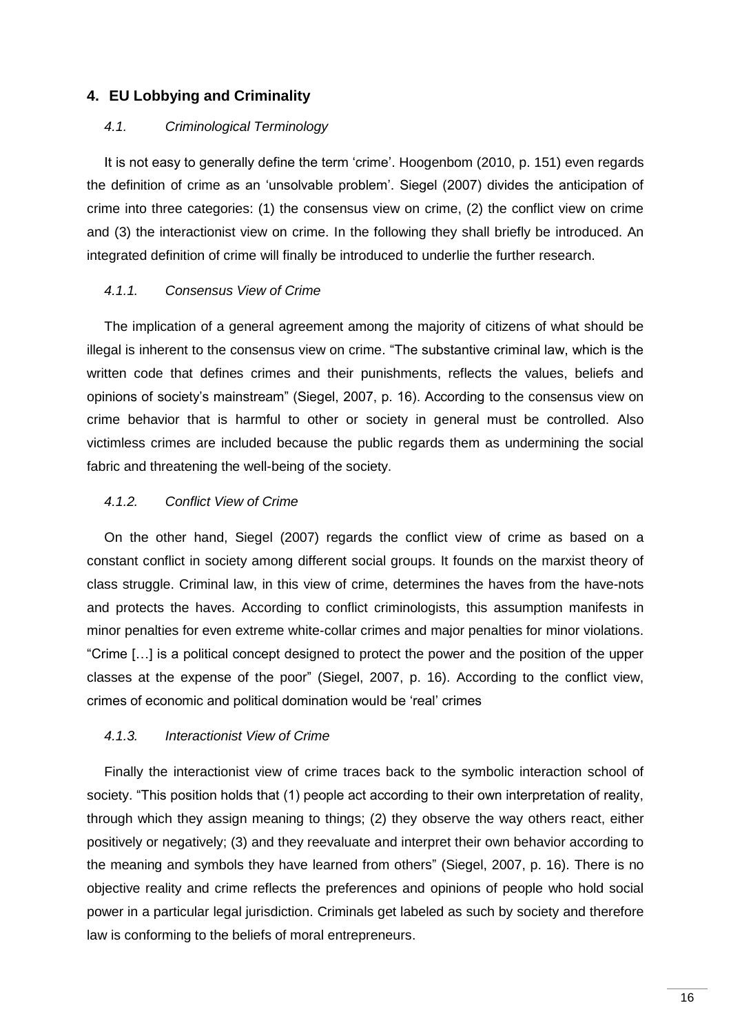## 4. EU Lobbying and Criminality

### *4.1. Criminological Terminology*

It is not easy to generally define the term 'crime'. Hoogenbom (2010, p. 151) even regards the definition of crime as an 'unsolvable problem'. Siegel (2007) divides the anticipation of crime into three categories: (1) the consensus view on crime, (2) the conflict view on crime and (3) the interactionist view on crime. In the following they shall briefly be introduced. An integrated definition of crime will finally be introduced to underlie the further research.

#### *4.1.1. Consensus View of Crime*

The implication of a general agreement among the majority of citizens of what should be illegal is inherent to the consensus view on crime. "The substantive criminal law, which is the written code that defines crimes and their punishments, reflects the values, beliefs and opinions of society's mainstream" (Siegel, 2007, p. 16). According to the consensus view on crime behavior that is harmful to other or society in general must be controlled. Also victimless crimes are included because the public regards them as undermining the social fabric and threatening the well-being of the society.

#### *4.1.2. Conflict View of Crime*

On the other hand, Siegel (2007) regards the conflict view of crime as based on a constant conflict in society among different social groups. It founds on the marxist theory of class struggle. Criminal law, in this view of crime, determines the haves from the have-nots and protects the haves. According to conflict criminologists, this assumption manifests in minor penalties for even extreme white-collar crimes and major penalties for minor violations. "Crime […] is a political concept designed to protect the power and the position of the upper classes at the expense of the poor" (Siegel, 2007, p. 16). According to the conflict view, crimes of economic and political domination would be 'real' crimes

#### *4.1.3. Interactionist View of Crime*

Finally the interactionist view of crime traces back to the symbolic interaction school of society. "This position holds that (1) people act according to their own interpretation of reality, through which they assign meaning to things; (2) they observe the way others react, either positively or negatively; (3) and they reevaluate and interpret their own behavior according to the meaning and symbols they have learned from others" (Siegel, 2007, p. 16). There is no objective reality and crime reflects the preferences and opinions of people who hold social power in a particular legal jurisdiction. Criminals get labeled as such by society and therefore law is conforming to the beliefs of moral entrepreneurs.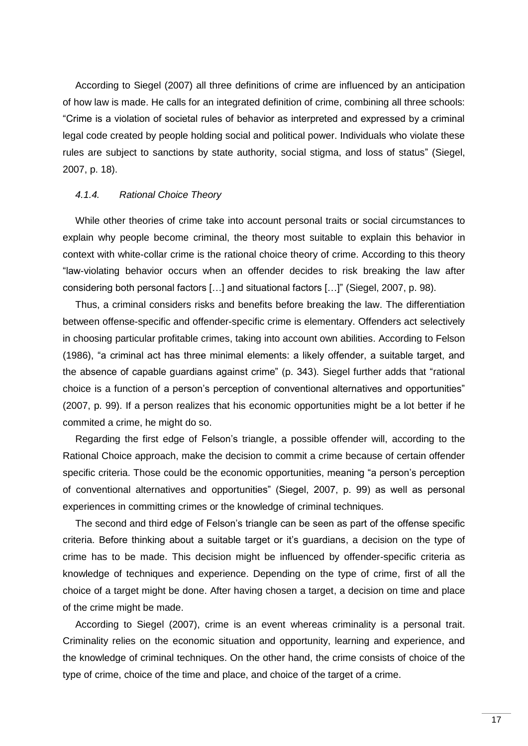According to Siegel (2007) all three definitions of crime are influenced by an anticipation of how law is made. He calls for an integrated definition of crime, combining all three schools: "Crime is a violation of societal rules of behavior as interpreted and expressed by a criminal legal code created by people holding social and political power. Individuals who violate these rules are subject to sanctions by state authority, social stigma, and loss of status" (Siegel, 2007, p. 18).

#### *4.1.4. Rational Choice Theory*

While other theories of crime take into account personal traits or social circumstances to explain why people become criminal, the theory most suitable to explain this behavior in context with white-collar crime is the rational choice theory of crime. According to this theory "law-violating behavior occurs when an offender decides to risk breaking the law after considering both personal factors […] and situational factors […]" (Siegel, 2007, p. 98).

Thus, a criminal considers risks and benefits before breaking the law. The differentiation between offense-specific and offender-specific crime is elementary. Offenders act selectively in choosing particular profitable crimes, taking into account own abilities. According to Felson (1986), "a criminal act has three minimal elements: a likely offender, a suitable target, and the absence of capable guardians against crime" (p. 343). Siegel further adds that "rational choice is a function of a person's perception of conventional alternatives and opportunities" (2007, p. 99). If a person realizes that his economic opportunities might be a lot better if he commited a crime, he might do so.

Regarding the first edge of Felson's triangle, a possible offender will, according to the Rational Choice approach, make the decision to commit a crime because of certain offender specific criteria. Those could be the economic opportunities, meaning "a person's perception of conventional alternatives and opportunities" (Siegel, 2007, p. 99) as well as personal experiences in committing crimes or the knowledge of criminal techniques.

The second and third edge of Felson's triangle can be seen as part of the offense specific criteria. Before thinking about a suitable target or it's guardians, a decision on the type of crime has to be made. This decision might be influenced by offender-specific criteria as knowledge of techniques and experience. Depending on the type of crime, first of all the choice of a target might be done. After having chosen a target, a decision on time and place of the crime might be made.

According to Siegel (2007), crime is an event whereas criminality is a personal trait. Criminality relies on the economic situation and opportunity, learning and experience, and the knowledge of criminal techniques. On the other hand, the crime consists of choice of the type of crime, choice of the time and place, and choice of the target of a crime.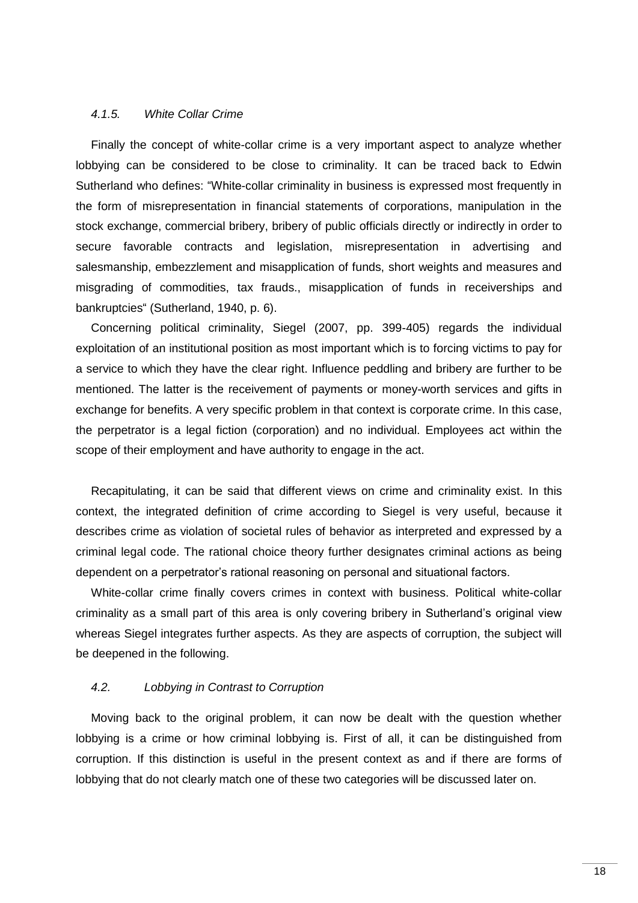#### *4.1.5. White Collar Crime*

Finally the concept of white-collar crime is a very important aspect to analyze whether lobbying can be considered to be close to criminality. It can be traced back to Edwin Sutherland who defines: "White-collar criminality in business is expressed most frequently in the form of misrepresentation in financial statements of corporations, manipulation in the stock exchange, commercial bribery, bribery of public officials directly or indirectly in order to secure favorable contracts and legislation, misrepresentation in advertising and salesmanship, embezzlement and misapplication of funds, short weights and measures and misgrading of commodities, tax frauds., misapplication of funds in receiverships and bankruptcies" (Sutherland, 1940, p. 6).

Concerning political criminality, Siegel (2007, pp. 399-405) regards the individual exploitation of an institutional position as most important which is to forcing victims to pay for a service to which they have the clear right. Influence peddling and bribery are further to be mentioned. The latter is the receivement of payments or money-worth services and gifts in exchange for benefits. A very specific problem in that context is corporate crime. In this case, the perpetrator is a legal fiction (corporation) and no individual. Employees act within the scope of their employment and have authority to engage in the act.

Recapitulating, it can be said that different views on crime and criminality exist. In this context, the integrated definition of crime according to Siegel is very useful, because it describes crime as violation of societal rules of behavior as interpreted and expressed by a criminal legal code. The rational choice theory further designates criminal actions as being dependent on a perpetrator's rational reasoning on personal and situational factors.

White-collar crime finally covers crimes in context with business. Political white-collar criminality as a small part of this area is only covering bribery in Sutherland's original view whereas Siegel integrates further aspects. As they are aspects of corruption, the subject will be deepened in the following.

### *4.2. Lobbying in Contrast to Corruption*

Moving back to the original problem, it can now be dealt with the question whether lobbying is a crime or how criminal lobbying is. First of all, it can be distinguished from corruption. If this distinction is useful in the present context as and if there are forms of lobbying that do not clearly match one of these two categories will be discussed later on.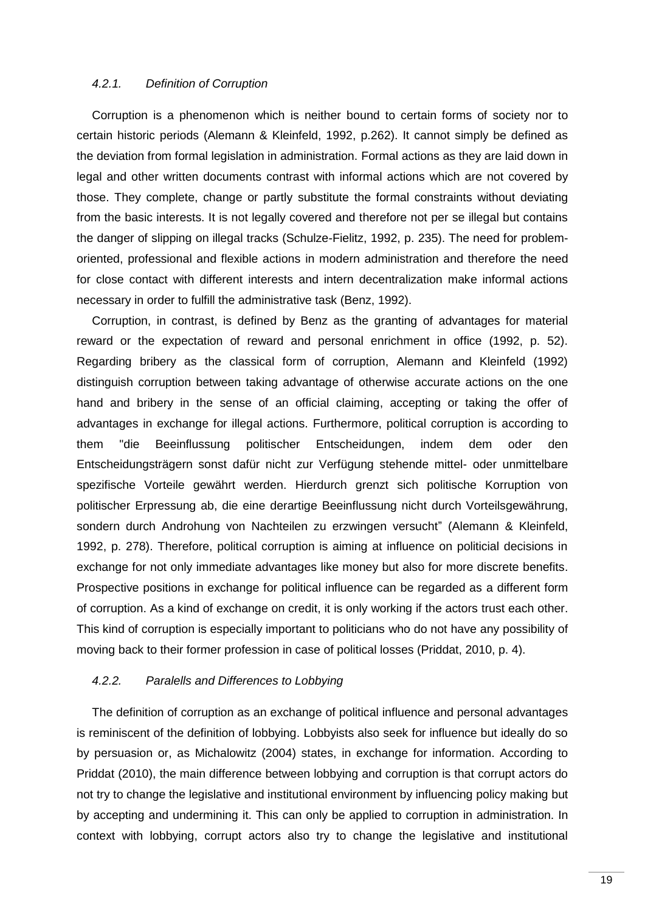#### *4.2.1. Definition of Corruption*

Corruption is a phenomenon which is neither bound to certain forms of society nor to certain historic periods (Alemann & Kleinfeld, 1992, p.262). It cannot simply be defined as the deviation from formal legislation in administration. Formal actions as they are laid down in legal and other written documents contrast with informal actions which are not covered by those. They complete, change or partly substitute the formal constraints without deviating from the basic interests. It is not legally covered and therefore not per se illegal but contains the danger of slipping on illegal tracks (Schulze-Fielitz, 1992, p. 235). The need for problem-oriented, professional and flexible actions in modern administration and therefore the need for close contact with different interests and intern decentralization make informal actions necessary in order to fulfill the administrative task (Benz, 1992).

Corruption, in contrast, is defined by Benz as the granting of advantages for material reward or the expectation of reward and personal enrichment in office (1992, p. 52). Regarding bribery as the classical form of corruption, Alemann and Kleinfeld (1992) distinguish corruption between taking advantage of otherwise accurate actions on the one hand and bribery in the sense of an official claiming, accepting or taking the offer of advantages in exchange for illegal actions. Furthermore, political corruption is according to them "die Beeinflussung politischer Entscheidungen, indem dem oder den Entscheidungsträgern sonst dafür nicht zur Verfügung stehende mittel- oder unmittelbare spezifische Vorteile gewährt werden. Hierdurch grenzt sich politische Korruption von politischer Erpressung ab, die eine derartige Beeinflussung nicht durch Vorteilsgewährung, sondern durch Androhung von Nachteilen zu erzwingen versucht" (Alemann & Kleinfeld, 1992, p. 278). Therefore, political corruption is aiming at influence on politicial decisions in exchange for not only immediate advantages like money but also for more discrete benefits. Prospective positions in exchange for political influence can be regarded as a different form of corruption. As a kind of exchange on credit, it is only working if the actors trust each other. This kind of corruption is especially important to politicians who do not have any possibility of moving back to their former profession in case of political losses (Priddat, 2010, p. 4).

#### *4.2.2. Paralells and Differences to Lobbying*

The definition of corruption as an exchange of political influence and personal advantages is reminiscent of the definition of lobbying. Lobbyists also seek for influence but ideally do so by persuasion or, as Michalowitz (2004) states, in exchange for information. According to Priddat (2010), the main difference between lobbying and corruption is that corrupt actors do not try to change the legislative and institutional environment by influencing policy making but by accepting and undermining it. This can only be applied to corruption in administration. In context with lobbying, corrupt actors also try to change the legislative and institutional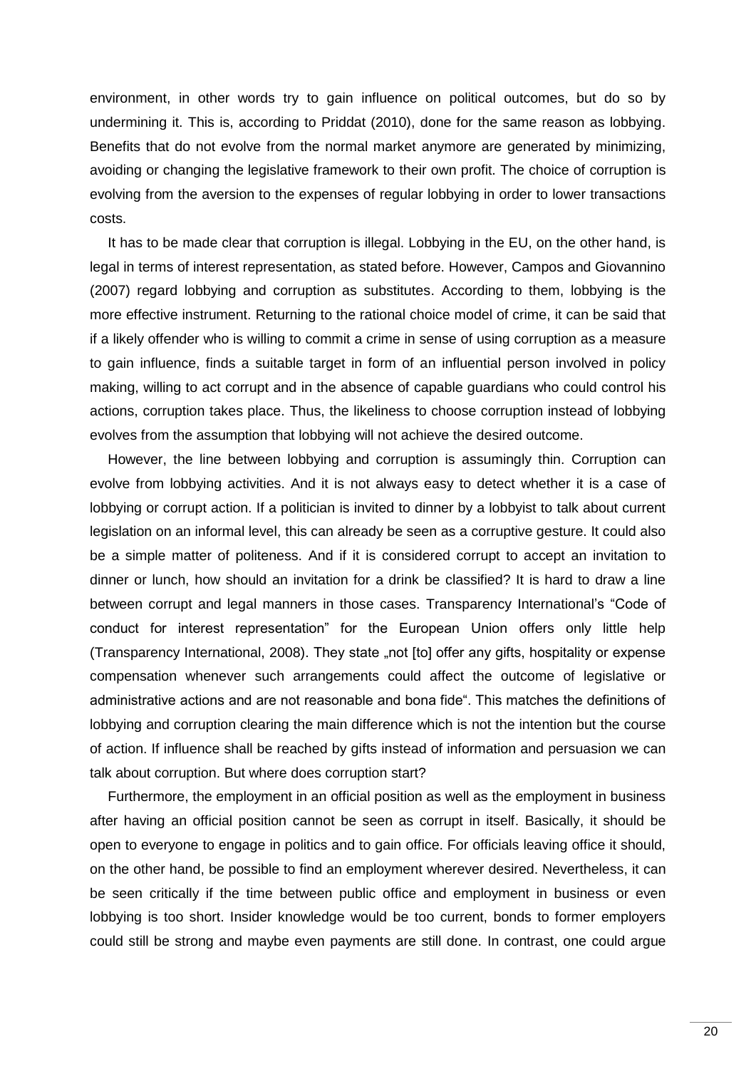environment, in other words try to gain influence on political outcomes, but do so by undermining it. This is, according to Priddat (2010), done for the same reason as lobbying. Benefits that do not evolve from the normal market anymore are generated by minimizing, avoiding or changing the legislative framework to their own profit. The choice of corruption is evolving from the aversion to the expenses of regular lobbying in order to lower transactions costs.

It has to be made clear that corruption is illegal. Lobbying in the EU, on the other hand, is legal in terms of interest representation, as stated before. However, Campos and Giovannino (2007) regard lobbying and corruption as substitutes. According to them, lobbying is the more effective instrument. Returning to the rational choice model of crime, it can be said that if a likely offender who is willing to commit a crime in sense of using corruption as a measure to gain influence, finds a suitable target in form of an influential person involved in policy making, willing to act corrupt and in the absence of capable guardians who could control his actions, corruption takes place. Thus, the likeliness to choose corruption instead of lobbying evolves from the assumption that lobbying will not achieve the desired outcome.

However, the line between lobbying and corruption is assumingly thin. Corruption can evolve from lobbying activities. And it is not always easy to detect whether it is a case of lobbying or corrupt action. If a politician is invited to dinner by a lobbyist to talk about current legislation on an informal level, this can already be seen as a corruptive gesture. It could also be a simple matter of politeness. And if it is considered corrupt to accept an invitation to dinner or lunch, how should an invitation for a drink be classified? It is hard to draw a line between corrupt and legal manners in those cases. Transparency International's "Code of conduct for interest representation" for the European Union offers only little help (Transparency International, 2008). They state „not [to] offer any gifts, hospitality or expense compensation whenever such arrangements could affect the outcome of legislative or administrative actions and are not reasonable and bona fide". This matches the definitions of lobbying and corruption clearing the main difference which is not the intention but the course of action. If influence shall be reached by gifts instead of information and persuasion we can talk about corruption. But where does corruption start?

Furthermore, the employment in an official position as well as the employment in business after having an official position cannot be seen as corrupt in itself. Basically, it should be open to everyone to engage in politics and to gain office. For officials leaving office it should, on the other hand, be possible to find an employment wherever desired. Nevertheless, it can be seen critically if the time between public office and employment in business or even lobbying is too short. Insider knowledge would be too current, bonds to former employers could still be strong and maybe even payments are still done. In contrast, one could argue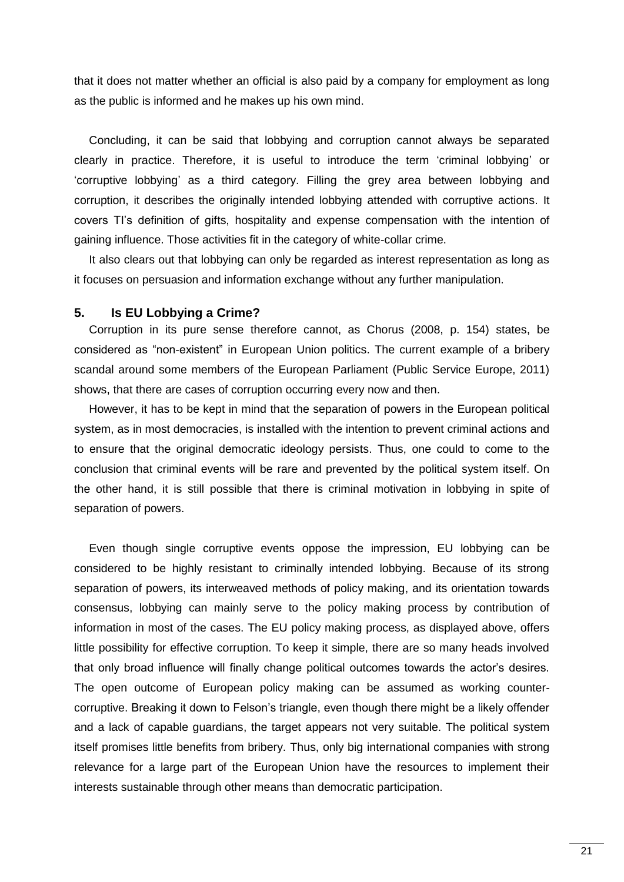that it does not matter whether an official is also paid by a company for employment as long as the public is informed and he makes up his own mind.

Concluding, it can be said that lobbying and corruption cannot always be separated clearly in practice. Therefore, it is useful to introduce the term 'criminal lobbying' or 'corruptive lobbying' as a third category. Filling the grey area between lobbying and corruption, it describes the originally intended lobbying attended with corruptive actions. It covers TI's definition of gifts, hospitality and expense compensation with the intention of gaining influence. Those activities fit in the category of white-collar crime.

It also clears out that lobbying can only be regarded as interest representation as long as it focuses on persuasion and information exchange without any further manipulation.

## 5. Is EU Lobbying a Crime?

Corruption in its pure sense therefore cannot, as Chorus (2008, p. 154) states, be considered as "non-existent" in European Union politics. The current example of a bribery scandal around some members of the European Parliament (Public Service Europe, 2011) shows, that there are cases of corruption occurring every now and then.

However, it has to be kept in mind that the separation of powers in the European political system, as in most democracies, is installed with the intention to prevent criminal actions and to ensure that the original democratic ideology persists. Thus, one could to come to the conclusion that criminal events will be rare and prevented by the political system itself. On the other hand, it is still possible that there is criminal motivation in lobbying in spite of separation of powers.

Even though single corruptive events oppose the impression, EU lobbying can be considered to be highly resistant to criminally intended lobbying. Because of its strong separation of powers, its interweaved methods of policy making, and its orientation towards consensus, lobbying can mainly serve to the policy making process by contribution of information in most of the cases. The EU policy making process, as displayed above, offers little possibility for effective corruption. To keep it simple, there are so many heads involved that only broad influence will finally change political outcomes towards the actor's desires. The open outcome of European policy making can be assumed as working counter-corruptive. Breaking it down to Felson's triangle, even though there might be a likely offender and a lack of capable guardians, the target appears not very suitable. The political system itself promises little benefits from bribery. Thus, only big international companies with strong relevance for a large part of the European Union have the resources to implement their interests sustainable through other means than democratic participation.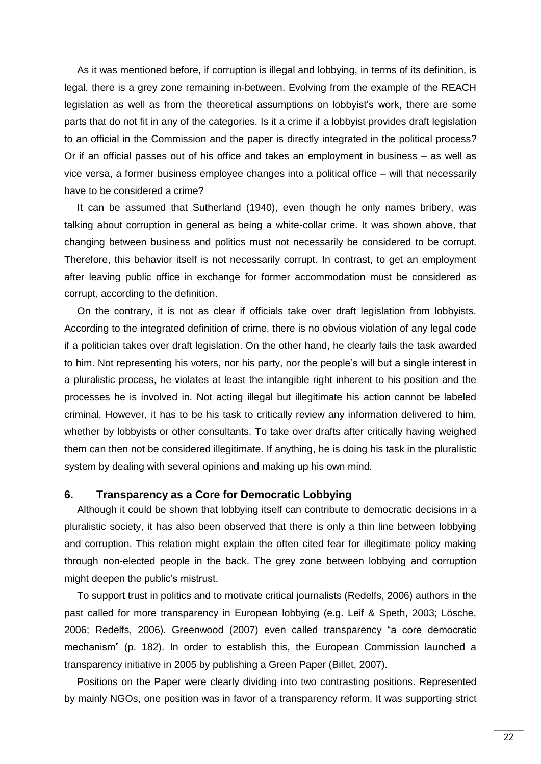As it was mentioned before, if corruption is illegal and lobbying, in terms of its definition, is legal, there is a grey zone remaining in-between. Evolving from the example of the REACH legislation as well as from the theoretical assumptions on lobbyist's work, there are some parts that do not fit in any of the categories. Is it a crime if a lobbyist provides draft legislation to an official in the Commission and the paper is directly integrated in the political process? Or if an official passes out of his office and takes an employment in business – as well as vice versa, a former business employee changes into a political office – will that necessarily have to be considered a crime?

It can be assumed that Sutherland (1940), even though he only names bribery, was talking about corruption in general as being a white-collar crime. It was shown above, that changing between business and politics must not necessarily be considered to be corrupt. Therefore, this behavior itself is not necessarily corrupt. In contrast, to get an employment after leaving public office in exchange for former accommodation must be considered as corrupt, according to the definition.

On the contrary, it is not as clear if officials take over draft legislation from lobbyists. According to the integrated definition of crime, there is no obvious violation of any legal code if a politician takes over draft legislation. On the other hand, he clearly fails the task awarded to him. Not representing his voters, nor his party, nor the people's will but a single interest in a pluralistic process, he violates at least the intangible right inherent to his position and the processes he is involved in. Not acting illegal but illegitimate his action cannot be labeled criminal. However, it has to be his task to critically review any information delivered to him, whether by lobbyists or other consultants. To take over drafts after critically having weighed them can then not be considered illegitimate. If anything, he is doing his task in the pluralistic system by dealing with several opinions and making up his own mind.

## 6. Transparency as a Core for Democratic Lobbying

Although it could be shown that lobbying itself can contribute to democratic decisions in a pluralistic society, it has also been observed that there is only a thin line between lobbying and corruption. This relation might explain the often cited fear for illegitimate policy making through non-elected people in the back. The grey zone between lobbying and corruption might deepen the public's mistrust.

To support trust in politics and to motivate critical journalists (Redelfs, 2006) authors in the past called for more transparency in European lobbying (e.g. Leif & Speth, 2003; Lösche, 2006; Redelfs, 2006). Greenwood (2007) even called transparency "a core democratic mechanism" (p. 182). In order to establish this, the European Commission launched a transparency initiative in 2005 by publishing a Green Paper (Billet, 2007).

Positions on the Paper were clearly dividing into two contrasting positions. Represented by mainly NGOs, one position was in favor of a transparency reform. It was supporting strict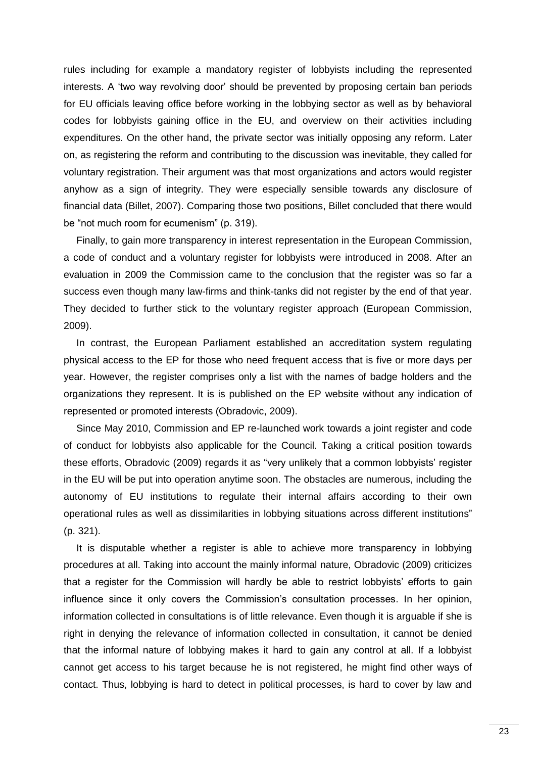rules including for example a mandatory register of lobbyists including the represented interests. A 'two way revolving door' should be prevented by proposing certain ban periods for EU officials leaving office before working in the lobbying sector as well as by behavioral codes for lobbyists gaining office in the EU, and overview on their activities including expenditures. On the other hand, the private sector was initially opposing any reform. Later on, as registering the reform and contributing to the discussion was inevitable, they called for voluntary registration. Their argument was that most organizations and actors would register anyhow as a sign of integrity. They were especially sensible towards any disclosure of financial data (Billet, 2007). Comparing those two positions, Billet concluded that there would be "not much room for ecumenism" (p. 319).

Finally, to gain more transparency in interest representation in the European Commission, a code of conduct and a voluntary register for lobbyists were introduced in 2008. After an evaluation in 2009 the Commission came to the conclusion that the register was so far a success even though many law-firms and think-tanks did not register by the end of that year. They decided to further stick to the voluntary register approach (European Commission, 2009).

In contrast, the European Parliament established an accreditation system regulating physical access to the EP for those who need frequent access that is five or more days per year. However, the register comprises only a list with the names of badge holders and the organizations they represent. It is is published on the EP website without any indication of represented or promoted interests (Obradovic, 2009).

Since May 2010, Commission and EP re-launched work towards a joint register and code of conduct for lobbyists also applicable for the Council. Taking a critical position towards these efforts, Obradovic (2009) regards it as "very unlikely that a common lobbyists' register in the EU will be put into operation anytime soon. The obstacles are numerous, including the autonomy of EU institutions to regulate their internal affairs according to their own operational rules as well as dissimilarities in lobbying situations across different institutions" (p. 321).

It is disputable whether a register is able to achieve more transparency in lobbying procedures at all. Taking into account the mainly informal nature, Obradovic (2009) criticizes that a register for the Commission will hardly be able to restrict lobbyists' efforts to gain influence since it only covers the Commission's consultation processes. In her opinion, information collected in consultations is of little relevance. Even though it is arguable if she is right in denying the relevance of information collected in consultation, it cannot be denied that the informal nature of lobbying makes it hard to gain any control at all. If a lobbyist cannot get access to his target because he is not registered, he might find other ways of contact. Thus, lobbying is hard to detect in political processes, is hard to cover by law and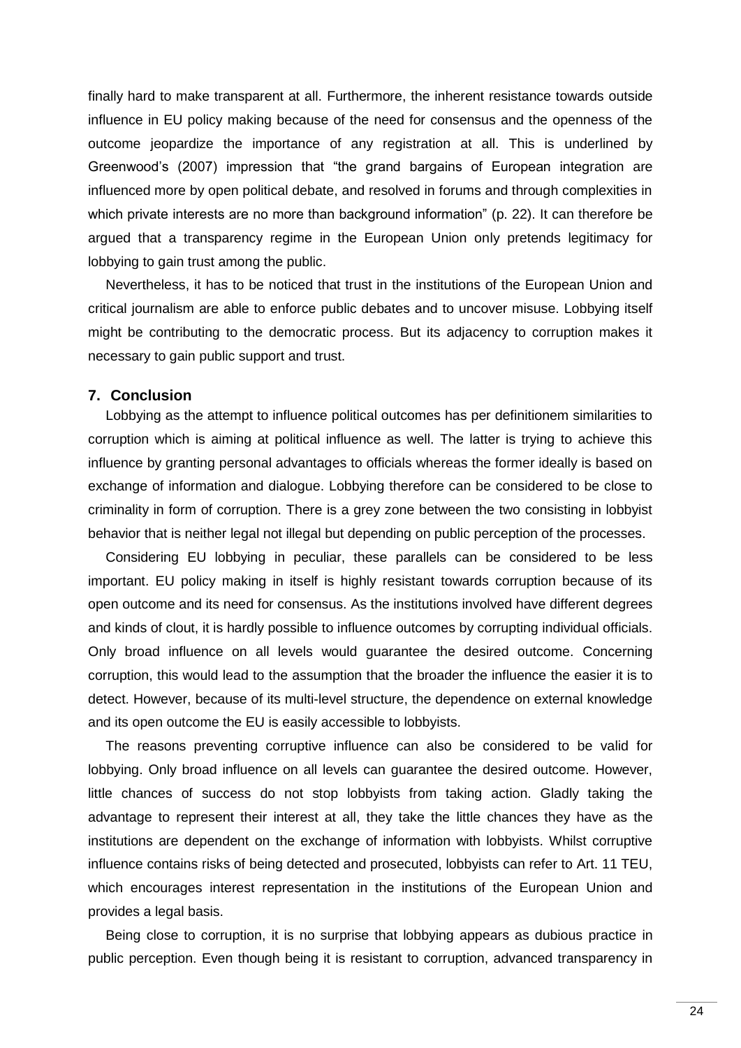finally hard to make transparent at all. Furthermore, the inherent resistance towards outside influence in EU policy making because of the need for consensus and the openness of the outcome jeopardize the importance of any registration at all. This is underlined by Greenwood's (2007) impression that "the grand bargains of European integration are influenced more by open political debate, and resolved in forums and through complexities in which private interests are no more than background information" (p. 22). It can therefore be argued that a transparency regime in the European Union only pretends legitimacy for lobbying to gain trust among the public.

Nevertheless, it has to be noticed that trust in the institutions of the European Union and critical journalism are able to enforce public debates and to uncover misuse. Lobbying itself might be contributing to the democratic process. But its adjacency to corruption makes it necessary to gain public support and trust.

## 7. Conclusion

Lobbying as the attempt to influence political outcomes has per definitionem similarities to corruption which is aiming at political influence as well. The latter is trying to achieve this influence by granting personal advantages to officials whereas the former ideally is based on exchange of information and dialogue. Lobbying therefore can be considered to be close to criminality in form of corruption. There is a grey zone between the two consisting in lobbyist behavior that is neither legal not illegal but depending on public perception of the processes.

Considering EU lobbying in peculiar, these parallels can be considered to be less important. EU policy making in itself is highly resistant towards corruption because of its open outcome and its need for consensus. As the institutions involved have different degrees and kinds of clout, it is hardly possible to influence outcomes by corrupting individual officials. Only broad influence on all levels would guarantee the desired outcome. Concerning corruption, this would lead to the assumption that the broader the influence the easier it is to detect. However, because of its multi-level structure, the dependence on external knowledge and its open outcome the EU is easily accessible to lobbyists.

The reasons preventing corruptive influence can also be considered to be valid for lobbying. Only broad influence on all levels can guarantee the desired outcome. However, little chances of success do not stop lobbyists from taking action. Gladly taking the advantage to represent their interest at all, they take the little chances they have as the institutions are dependent on the exchange of information with lobbyists. Whilst corruptive influence contains risks of being detected and prosecuted, lobbyists can refer to Art. 11 TEU, which encourages interest representation in the institutions of the European Union and provides a legal basis.

Being close to corruption, it is no surprise that lobbying appears as dubious practice in public perception. Even though being it is resistant to corruption, advanced transparency in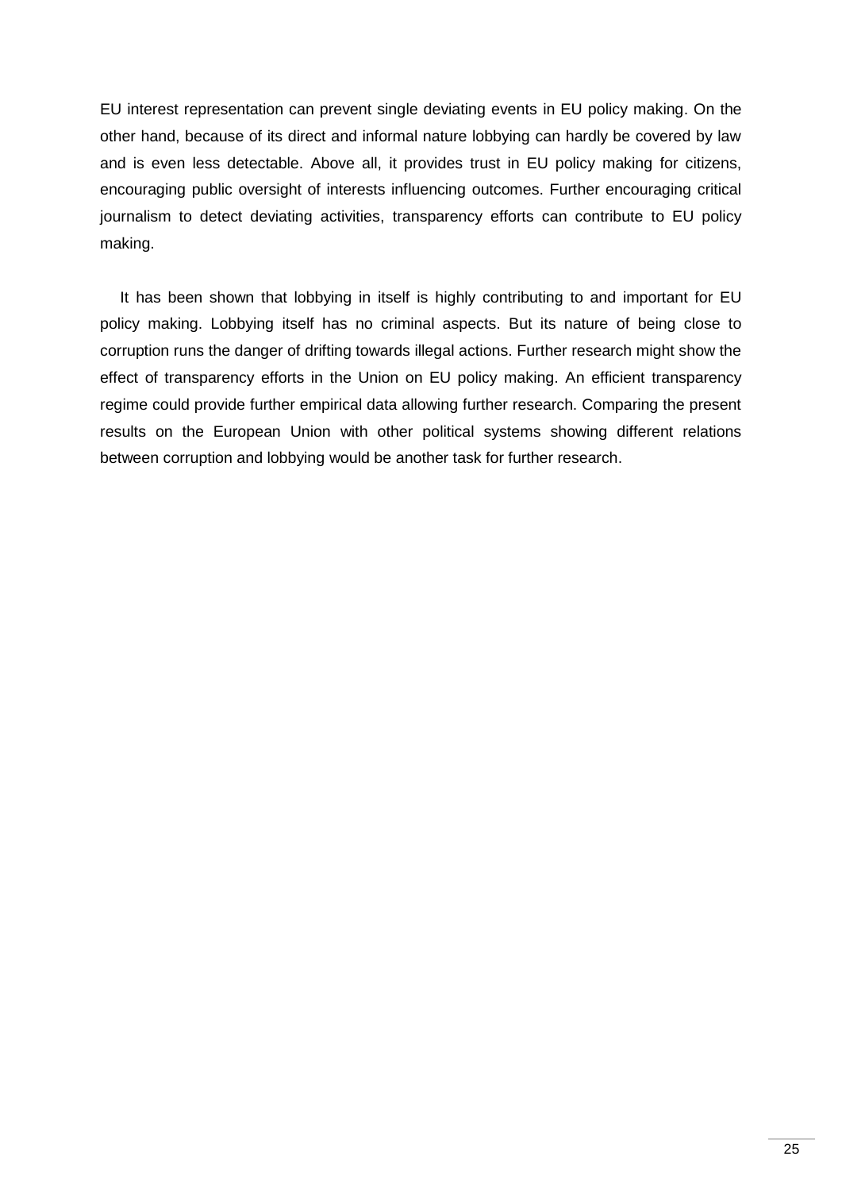EU interest representation can prevent single deviating events in EU policy making. On the other hand, because of its direct and informal nature lobbying can hardly be covered by law and is even less detectable. Above all, it provides trust in EU policy making for citizens, encouraging public oversight of interests influencing outcomes. Further encouraging critical journalism to detect deviating activities, transparency efforts can contribute to EU policy making.

It has been shown that lobbying in itself is highly contributing to and important for EU policy making. Lobbying itself has no criminal aspects. But its nature of being close to corruption runs the danger of drifting towards illegal actions. Further research might show the effect of transparency efforts in the Union on EU policy making. An efficient transparency regime could provide further empirical data allowing further research. Comparing the present results on the European Union with other political systems showing different relations between corruption and lobbying would be another task for further research.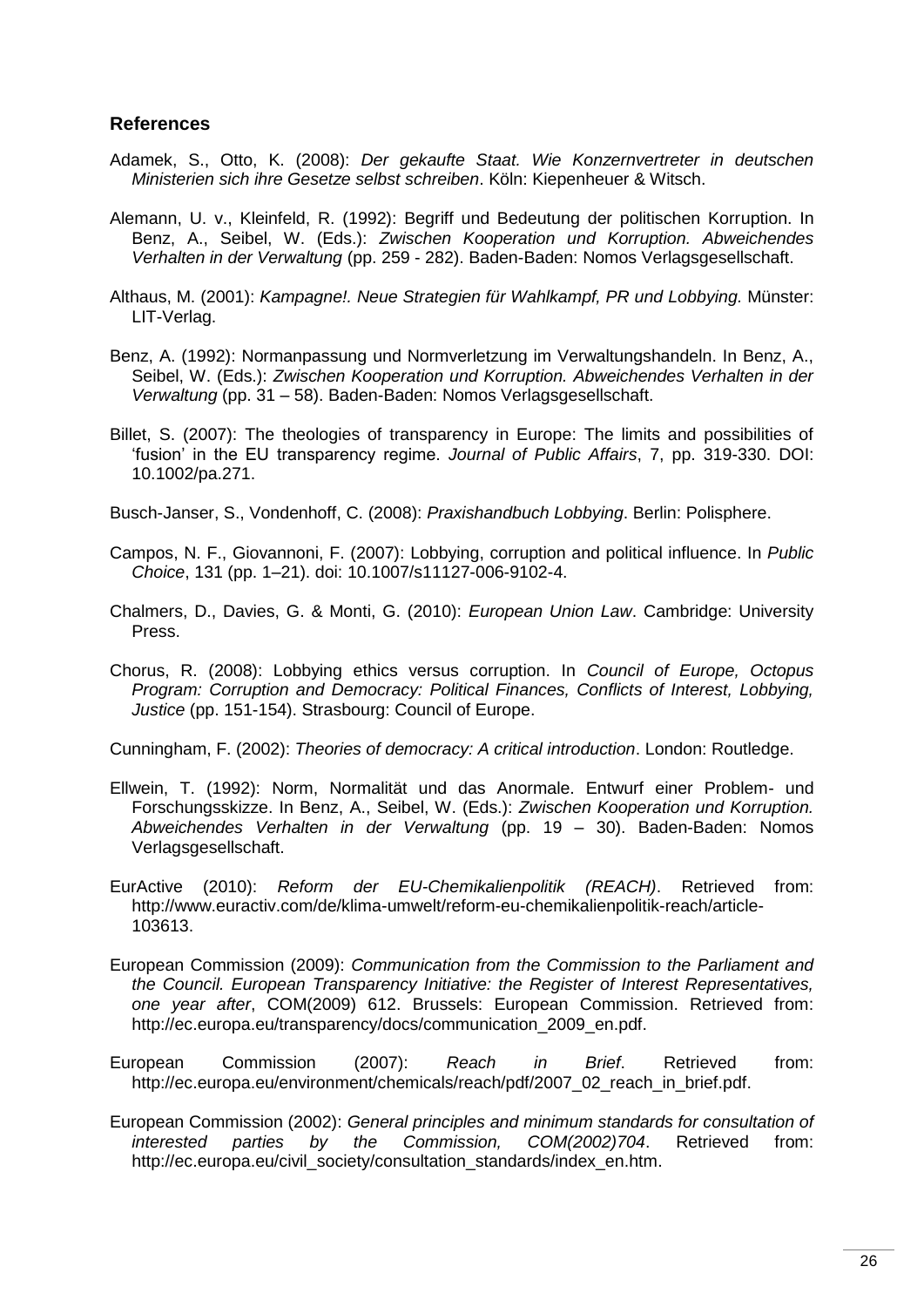## References

Adamek, S., Otto, K. (2008): *Der gekaufte Staat. Wie Konzernvertreter in deutschen Ministerien sich ihre Gesetze selbst schreiben*. Köln: Kiepenheuer & Witsch.

Alemann, U. v., Kleinfeld, R. (1992): Begriff und Bedeutung der politischen Korruption. In Benz, A., Seibel, W. (Eds.): *Zwischen Kooperation und Korruption. Abweichendes Verhalten in der Verwaltung* (pp. 259 - 282). Baden-Baden: Nomos Verlagsgesellschaft.

Althaus, M. (2001): *Kampagne!. Neue Strategien für Wahlkampf, PR und Lobbying*. Münster: LIT-Verlag.

Benz, A. (1992): Normanpassung und Normverletzung im Verwaltungshandeln. In Benz, A., Seibel, W. (Eds.): *Zwischen Kooperation und Korruption. Abweichendes Verhalten in der Verwaltung* (pp. 31 – 58). Baden-Baden: Nomos Verlagsgesellschaft.

Billet, S. (2007): The theologies of transparency in Europe: The limits and possibilities of 'fusion' in the EU transparency regime. *Journal of Public Affairs*, 7, pp. 319-330. DOI: 10.1002/pa.271.

Busch-Janser, S., Vondenhoff, C. (2008): *Praxishandbuch Lobbying*. Berlin: Polisphere.

Campos, N. F., Giovannoni, F. (2007): Lobbying, corruption and political influence. In *Public Choice*, 131 (pp. 1–21). doi: 10.1007/s11127-006-9102-4.

Chalmers, D., Davies, G. & Monti, G. (2010): *European Union Law*. Cambridge: University Press.

Chorus, R. (2008): Lobbying ethics versus corruption. In *Council of Europe, Octopus Program: Corruption and Democracy: Political Finances, Conflicts of Interest, Lobbying, Justice* (pp. 151-154). Strasbourg: Council of Europe.

Cunningham, F. (2002): *Theories of democracy: A critical introduction*. London: Routledge.

Ellwein, T. (1992): Norm, Normalität und das Anormale. Entwurf einer Problem- und Forschungsskizze. In Benz, A., Seibel, W. (Eds.): *Zwischen Kooperation und Korruption. Abweichendes Verhalten in der Verwaltung* (pp. 19 – 30). Baden-Baden: Nomos Verlagsgesellschaft.

EurActive (2010): *Reform der EU-Chemikalienpolitik (REACH)*. Retrieved from: http://www.euractiv.com/de/klima-umwelt/reform-eu-chemikalienpolitik-reach/article-103613.

European Commission (2009): *Communication from the Commission to the Parliament and the Council. European Transparency Initiative: the Register of Interest Representatives, one year after*, COM(2009) 612. Brussels: European Commission. Retrieved from: http://ec.europa.eu/transparency/docs/communication_2009_en.pdf.

European Commission (2007): *Reach in Brief*. Retrieved from: http://ec.europa.eu/environment/chemicals/reach/pdf/2007_02_reach_in_brief.pdf.

European Commission (2002): *General principles and minimum standards for consultation of interested parties by the Commission, COM(2002)704*. Retrieved from: http://ec.europa.eu/civil_society/consultation_standards/index_en.htm.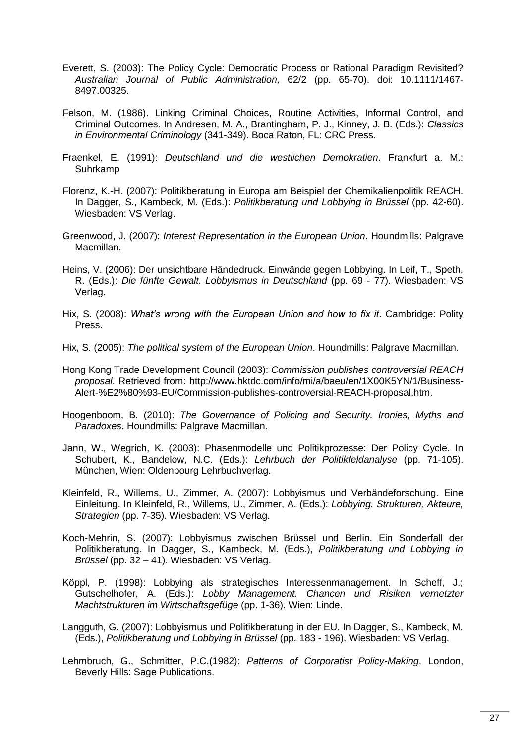Everett, S. (2003): The Policy Cycle: Democratic Process or Rational Paradigm Revisited? *Australian Journal of Public Administration,* 62/2 (pp. 65-70). doi: 10.1111/1467-8497.00325.

Felson, M. (1986). Linking Criminal Choices, Routine Activities, Informal Control, and Criminal Outcomes. In Andresen, M. A., Brantingham, P. J., Kinney, J. B. (Eds.): *Classics in Environmental Criminology* (341-349). Boca Raton, FL: CRC Press.

Fraenkel, E. (1991): *Deutschland und die westlichen Demokratien*. Frankfurt a. M.: Suhrkamp

Florenz, K.-H. (2007): Politikberatung in Europa am Beispiel der Chemikalienpolitik REACH. In Dagger, S., Kambeck, M. (Eds.): *Politikberatung und Lobbying in Brüssel* (pp. 42-60). Wiesbaden: VS Verlag.

Greenwood, J. (2007): *Interest Representation in the European Union*. Houndmills: Palgrave Macmillan.

Heins, V. (2006): Der unsichtbare Händedruck. Einwände gegen Lobbying. In Leif, T., Speth, R. (Eds.): *Die fünfte Gewalt. Lobbyismus in Deutschland* (pp. 69 - 77). Wiesbaden: VS Verlag.

Hix, S. (2008): *What's wrong with the European Union and how to fix it*. Cambridge: Polity Press.

Hix, S. (2005): *The political system of the European Union*. Houndmills: Palgrave Macmillan.

Hong Kong Trade Development Council (2003): *Commission publishes controversial REACH proposal*. Retrieved from: http://www.hktdc.com/info/mi/a/baeu/en/1X00K5YN/1/Business-Alert-%E2%80%93-EU/Commission-publishes-controversial-REACH-proposal.htm.

Hoogenboom, B. (2010): *The Governance of Policing and Security. Ironies, Myths and Paradoxes*. Houndmills: Palgrave Macmillan.

Jann, W., Wegrich, K. (2003): Phasenmodelle und Politikprozesse: Der Policy Cycle. In Schubert, K., Bandelow, N.C. (Eds.): *Lehrbuch der Politikfeldanalyse* (pp. 71-105). München, Wien: Oldenbourg Lehrbuchverlag.

Kleinfeld, R., Willems, U., Zimmer, A. (2007): Lobbyismus und Verbändeforschung. Eine Einleitung. In Kleinfeld, R., Willems, U., Zimmer, A. (Eds.): *Lobbying. Strukturen, Akteure, Strategien* (pp. 7-35). Wiesbaden: VS Verlag.

Koch-Mehrin, S. (2007): Lobbyismus zwischen Brüssel und Berlin. Ein Sonderfall der Politikberatung. In Dagger, S., Kambeck, M. (Eds.), *Politikberatung und Lobbying in Brüssel* (pp. 32 – 41). Wiesbaden: VS Verlag.

Köppl, P. (1998): Lobbying als strategisches Interessenmanagement. In Scheff, J.; Gutschelhofer, A. (Eds.): *Lobby Management. Chancen und Risiken vernetzter Machtstrukturen im Wirtschaftsgefüge* (pp. 1-36). Wien: Linde.

Langguth, G. (2007): Lobbyismus und Politikberatung in der EU. In Dagger, S., Kambeck, M. (Eds.), *Politikberatung und Lobbying in Brüssel* (pp. 183 - 196). Wiesbaden: VS Verlag.

Lehmbruch, G., Schmitter, P.C.(1982): *Patterns of Corporatist Policy-Making*. London, Beverly Hills: Sage Publications.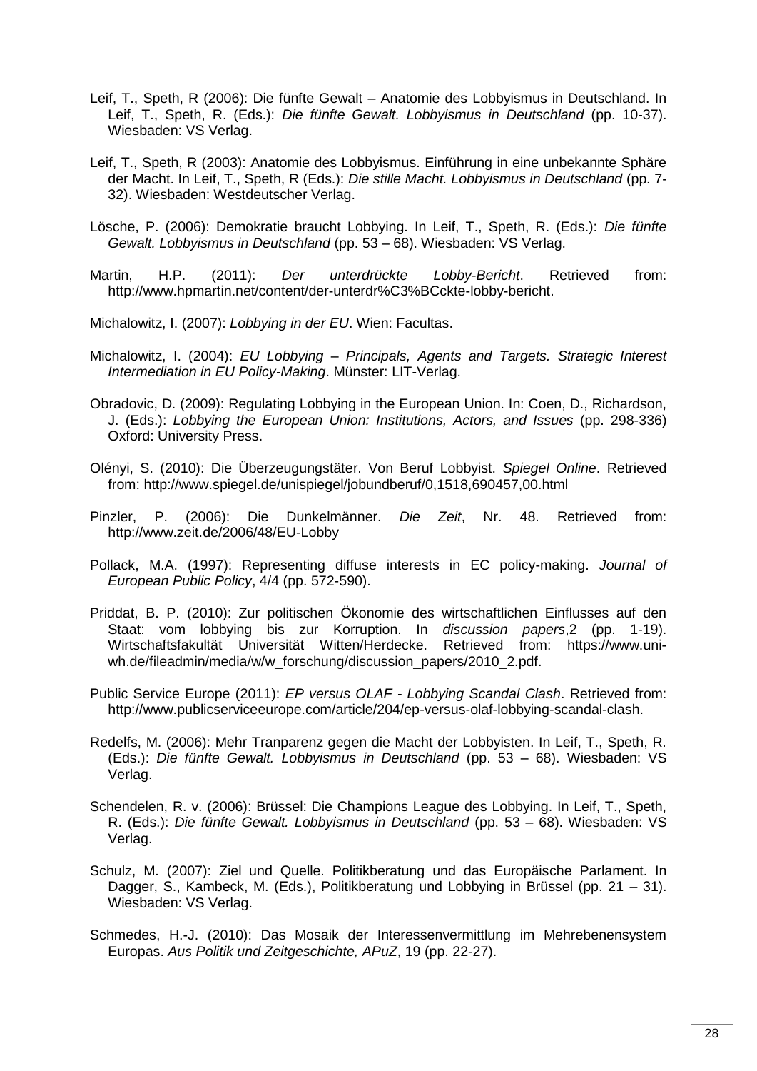Leif, T., Speth, R (2006): Die fünfte Gewalt – Anatomie des Lobbyismus in Deutschland. In Leif, T., Speth, R. (Eds.): *Die fünfte Gewalt. Lobbyismus in Deutschland* (pp. 10-37). Wiesbaden: VS Verlag.

Leif, T., Speth, R (2003): Anatomie des Lobbyismus. Einführung in eine unbekannte Sphäre der Macht. In Leif, T., Speth, R (Eds.): *Die stille Macht. Lobbyismus in Deutschland* (pp. 7-32). Wiesbaden: Westdeutscher Verlag.

Lösche, P. (2006): Demokratie braucht Lobbying. In Leif, T., Speth, R. (Eds.): *Die fünfte Gewalt. Lobbyismus in Deutschland* (pp. 53 – 68). Wiesbaden: VS Verlag.

Martin, H.P. (2011): *Der unterdrückte Lobby-Bericht*. Retrieved from: http://www.hpmartin.net/content/der-unterdr%C3%BCckte-lobby-bericht.

Michalowitz, I. (2007): *Lobbying in der EU*. Wien: Facultas.

Michalowitz, I. (2004): *EU Lobbying – Principals, Agents and Targets. Strategic Interest Intermediation in EU Policy-Making*. Münster: LIT-Verlag.

Obradovic, D. (2009): Regulating Lobbying in the European Union. In: Coen, D., Richardson, J. (Eds.): *Lobbying the European Union: Institutions, Actors, and Issues* (pp. 298-336) Oxford: University Press.

Olényi, S. (2010): Die Überzeugungstäter. Von Beruf Lobbyist. *Spiegel Online*. Retrieved from: http://www.spiegel.de/unispiegel/jobundberuf/0,1518,690457,00.html

Pinzler, P. (2006): Die Dunkelmänner. *Die Zeit*, Nr. 48. Retrieved from: http://www.zeit.de/2006/48/EU-Lobby

Pollack, M.A. (1997): Representing diffuse interests in EC policy-making. *Journal of European Public Policy*, 4/4 (pp. 572-590).

Priddat, B. P. (2010): Zur politischen Ökonomie des wirtschaftlichen Einflusses auf den Staat: vom lobbying bis zur Korruption. In *discussion papers*,2 (pp. 1-19). Wirtschaftsfakultät Universität Witten/Herdecke. Retrieved from: https://www.uni-wh.de/fileadmin/media/w/w_forschung/discussion_papers/2010_2.pdf.

Public Service Europe (2011): *EP versus OLAF - Lobbying Scandal Clash*. Retrieved from: http://www.publicserviceeurope.com/article/204/ep-versus-olaf-lobbying-scandal-clash.

Redelfs, M. (2006): Mehr Tranparenz gegen die Macht der Lobbyisten. In Leif, T., Speth, R. (Eds.): *Die fünfte Gewalt. Lobbyismus in Deutschland* (pp. 53 – 68). Wiesbaden: VS Verlag.

Schendelen, R. v. (2006): Brüssel: Die Champions League des Lobbying. In Leif, T., Speth, R. (Eds.): *Die fünfte Gewalt. Lobbyismus in Deutschland* (pp. 53 – 68). Wiesbaden: VS Verlag.

Schulz, M. (2007): Ziel und Quelle. Politikberatung und das Europäische Parlament. In Dagger, S., Kambeck, M. (Eds.), Politikberatung und Lobbying in Brüssel (pp. 21 – 31). Wiesbaden: VS Verlag.

Schmedes, H.-J. (2010): Das Mosaik der Interessenvermittlung im Mehrebenensystem Europas. *Aus Politik und Zeitgeschichte, APuZ*, 19 (pp. 22-27).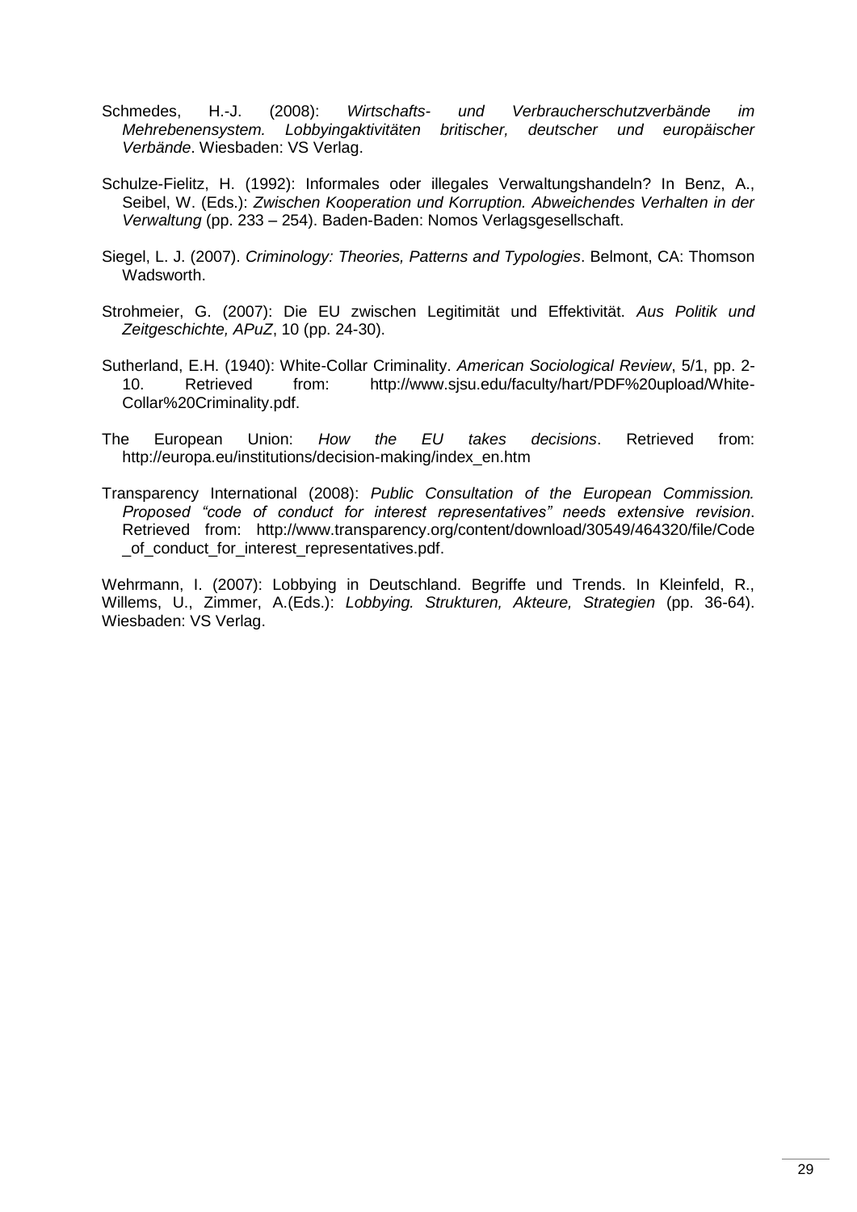Schmedes, H.-J. (2008): *Wirtschafts- und Verbraucherschutzverbände im Mehrebenensystem. Lobbyingaktivitäten britischer, deutscher und europäischer Verbände*. Wiesbaden: VS Verlag.

Schulze-Fielitz, H. (1992): Informales oder illegales Verwaltungshandeln? In Benz, A., Seibel, W. (Eds.): *Zwischen Kooperation und Korruption. Abweichendes Verhalten in der Verwaltung* (pp. 233 – 254). Baden-Baden: Nomos Verlagsgesellschaft.

Siegel, L. J. (2007). *Criminology: Theories, Patterns and Typologies*. Belmont, CA: Thomson Wadsworth.

Strohmeier, G. (2007): Die EU zwischen Legitimität und Effektivität. *Aus Politik und Zeitgeschichte, APuZ*, 10 (pp. 24-30).

Sutherland, E.H. (1940): White-Collar Criminality. *American Sociological Review*, 5/1, pp. 2-10. Retrieved from: http://www.sjsu.edu/faculty/hart/PDF%20upload/White-Collar%20Criminality.pdf.

The European Union: *How the EU takes decisions*. Retrieved from: http://europa.eu/institutions/decision-making/index_en.htm

Transparency International (2008): *Public Consultation of the European Commission. Proposed "code of conduct for interest representatives" needs extensive revision*. Retrieved from: http://www.transparency.org/content/download/30549/464320/file/Code_of_conduct_for_interest_representatives.pdf.

Wehrmann, I. (2007): Lobbying in Deutschland. Begriffe und Trends. In Kleinfeld, R., Willems, U., Zimmer, A.(Eds.): *Lobbying. Strukturen, Akteure, Strategien* (pp. 36-64). Wiesbaden: VS Verlag.